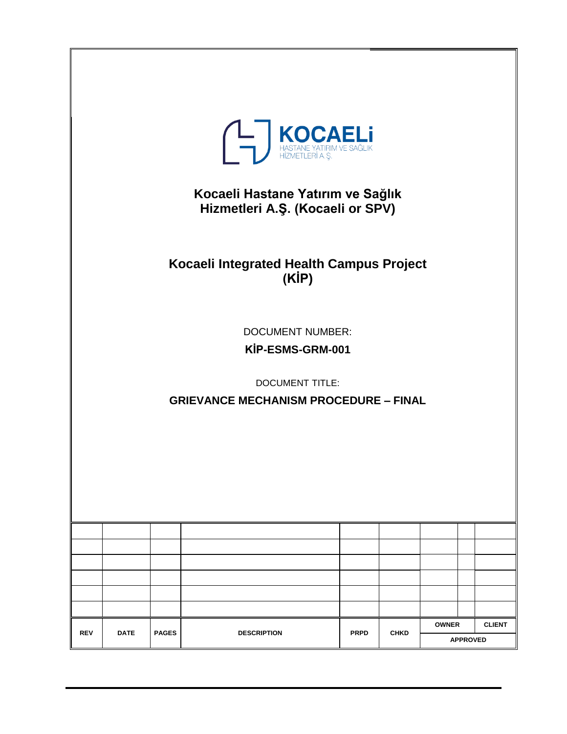KOCAELİ
HASTANE YATIRIM VE SAĞLIK
HİZMETLERİ A.Ş.

## Kocaeli Hastane Yatırım ve Sağlık Hizmetleri A.Ş. (Kocaeli or SPV)

## Kocaeli Integrated Health Campus Project (KİP)

DOCUMENT NUMBER:

**KİP-ESMS-GRM-001**

DOCUMENT TITLE:

**GRIEVANCE MECHANISM PROCEDURE – FINAL**

| | | | | | | | |
|---|---|---|---|---|---|---|---|
| | | | | | | | |
| | | | | | | | |
| | | | | | | | |
| | | | | | | | |
| | | | | | | | |
| | | | | | | | |
| **REV** | **DATE** | **PAGES** | **DESCRIPTION** | **PRPD** | **CHKD** | **OWNER** | **CLIENT** |
| | | | | | | **APPROVED** | |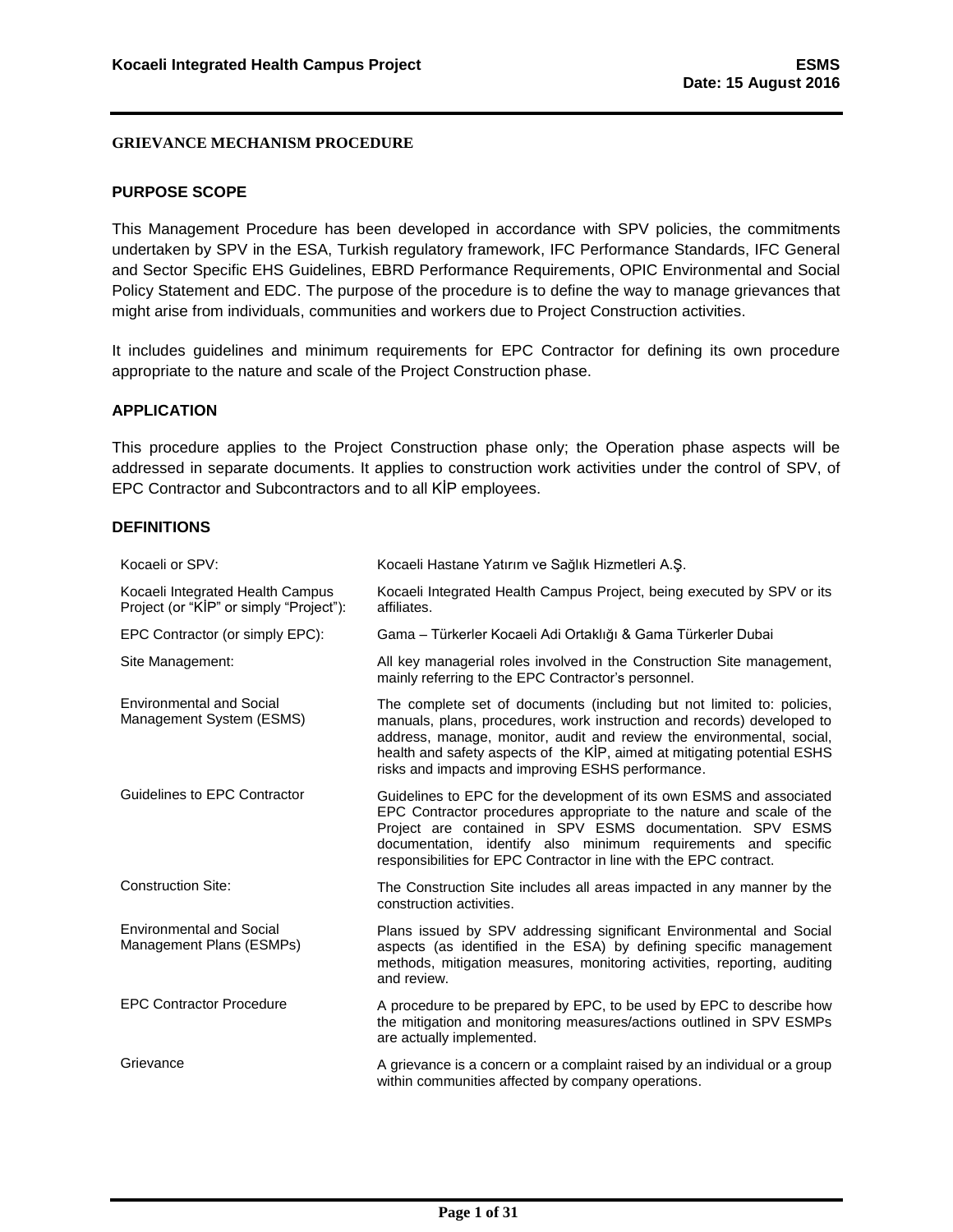**GRIEVANCE MECHANISM PROCEDURE**

**PURPOSE SCOPE**

This Management Procedure has been developed in accordance with SPV policies, the commitments undertaken by SPV in the ESA, Turkish regulatory framework, IFC Performance Standards, IFC General and Sector Specific EHS Guidelines, EBRD Performance Requirements, OPIC Environmental and Social Policy Statement and EDC. The purpose of the procedure is to define the way to manage grievances that might arise from individuals, communities and workers due to Project Construction activities.

It includes guidelines and minimum requirements for EPC Contractor for defining its own procedure appropriate to the nature and scale of the Project Construction phase.

**APPLICATION**

This procedure applies to the Project Construction phase only; the Operation phase aspects will be addressed in separate documents. It applies to construction work activities under the control of SPV, of EPC Contractor and Subcontractors and to all KİP employees.

**DEFINITIONS**

| | |
|---|---|
| Kocaeli or SPV: | Kocaeli Hastane Yatırım ve Sağlık Hizmetleri A.Ş. |
| Kocaeli Integrated Health Campus Project (or "KİP" or simply "Project"): | Kocaeli Integrated Health Campus Project, being executed by SPV or its affiliates. |
| EPC Contractor (or simply EPC): | Gama – Türkerler Kocaeli Adi Ortaklığı & Gama Türkerler Dubai |
| Site Management: | All key managerial roles involved in the Construction Site management, mainly referring to the EPC Contractor's personnel. |
| Environmental and Social Management System (ESMS) | The complete set of documents (including but not limited to: policies, manuals, plans, procedures, work instruction and records) developed to address, manage, monitor, audit and review the environmental, social, health and safety aspects of the KİP, aimed at mitigating potential ESHS risks and impacts and improving ESHS performance. |
| Guidelines to EPC Contractor | Guidelines to EPC for the development of its own ESMS and associated EPC Contractor procedures appropriate to the nature and scale of the Project are contained in SPV ESMS documentation. SPV ESMS documentation, identify also minimum requirements and specific responsibilities for EPC Contractor in line with the EPC contract. |
| Construction Site: | The Construction Site includes all areas impacted in any manner by the construction activities. |
| Environmental and Social Management Plans (ESMPs) | Plans issued by SPV addressing significant Environmental and Social aspects (as identified in the ESA) by defining specific management methods, mitigation measures, monitoring activities, reporting, auditing and review. |
| EPC Contractor Procedure | A procedure to be prepared by EPC, to be used by EPC to describe how the mitigation and monitoring measures/actions outlined in SPV ESMPs are actually implemented. |
| Grievance | A grievance is a concern or a complaint raised by an individual or a group within communities affected by company operations. |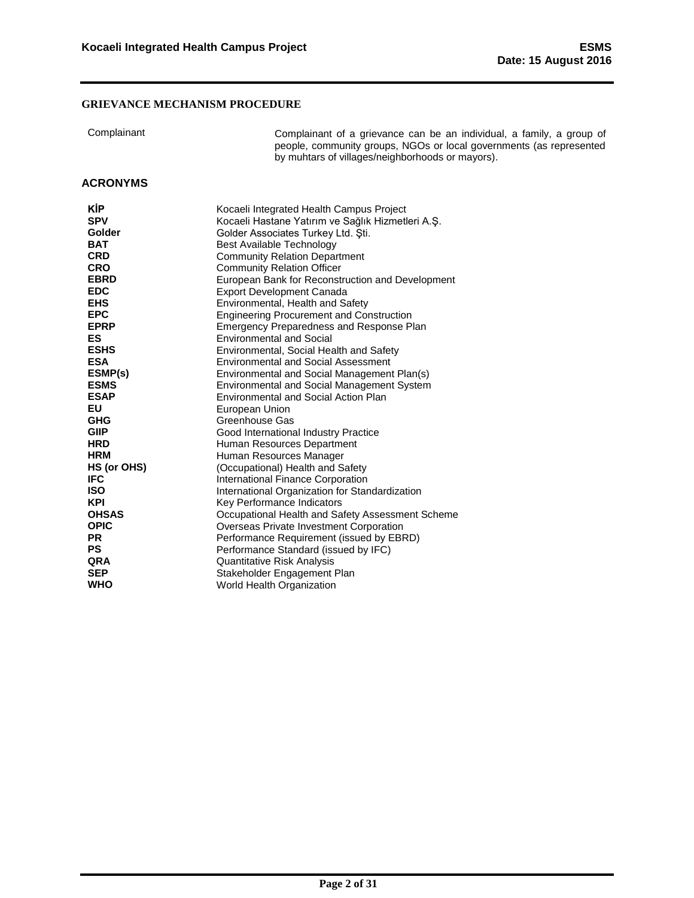## GRIEVANCE MECHANISM PROCEDURE

| | |
|---|---|
| Complainant | Complainant of a grievance can be an individual, a family, a group of people, community groups, NGOs or local governments (as represented by muhtars of villages/neighborhoods or mayors). |

## ACRONYMS

| | |
|---|---|
| **KİP** | Kocaeli Integrated Health Campus Project |
| **SPV** | Kocaeli Hastane Yatırım ve Sağlık Hizmetleri A.Ş. |
| **Golder** | Golder Associates Turkey Ltd. Şti. |
| **BAT** | Best Available Technology |
| **CRD** | Community Relation Department |
| **CRO** | Community Relation Officer |
| **EBRD** | European Bank for Reconstruction and Development |
| **EDC** | Export Development Canada |
| **EHS** | Environmental, Health and Safety |
| **EPC** | Engineering Procurement and Construction |
| **EPRP** | Emergency Preparedness and Response Plan |
| **ES** | Environmental and Social |
| **ESHS** | Environmental, Social Health and Safety |
| **ESA** | Environmental and Social Assessment |
| **ESMP(s)** | Environmental and Social Management Plan(s) |
| **ESMS** | Environmental and Social Management System |
| **ESAP** | Environmental and Social Action Plan |
| **EU** | European Union |
| **GHG** | Greenhouse Gas |
| **GIIP** | Good International Industry Practice |
| **HRD** | Human Resources Department |
| **HRM** | Human Resources Manager |
| **HS (or OHS)** | (Occupational) Health and Safety |
| **IFC** | International Finance Corporation |
| **ISO** | International Organization for Standardization |
| **KPI** | Key Performance Indicators |
| **OHSAS** | Occupational Health and Safety Assessment Scheme |
| **OPIC** | Overseas Private Investment Corporation |
| **PR** | Performance Requirement (issued by EBRD) |
| **PS** | Performance Standard (issued by IFC) |
| **QRA** | Quantitative Risk Analysis |
| **SEP** | Stakeholder Engagement Plan |
| **WHO** | World Health Organization |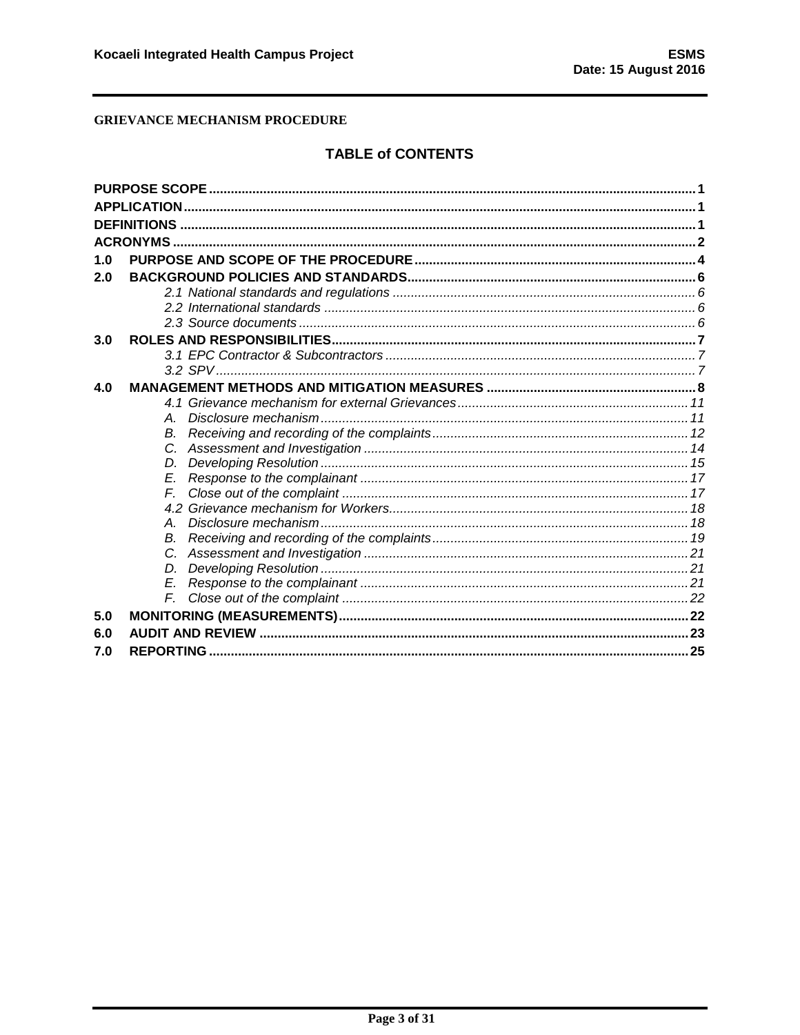**GRIEVANCE MECHANISM PROCEDURE**

## TABLE of CONTENTS

| | | |
|---|---|---|
| **PURPOSE SCOPE** | | **1** |
| **APPLICATION** | | **1** |
| **DEFINITIONS** | | **1** |
| **ACRONYMS** | | **2** |
| **1.0** | **PURPOSE AND SCOPE OF THE PROCEDURE** | **4** |
| **2.0** | **BACKGROUND POLICIES AND STANDARDS** | **6** |
| | *2.1 National standards and regulations* | *6* |
| | *2.2 International standards* | *6* |
| | *2.3 Source documents* | *6* |
| **3.0** | **ROLES AND RESPONSIBILITIES** | **7** |
| | *3.1 EPC Contractor & Subcontractors* | *7* |
| | *3.2 SPV* | *7* |
| **4.0** | **MANAGEMENT METHODS AND MITIGATION MEASURES** | **8** |
| | *4.1 Grievance mechanism for external Grievances* | *11* |
| | *A. Disclosure mechanism* | *11* |
| | *B. Receiving and recording of the complaints* | *12* |
| | *C. Assessment and Investigation* | *14* |
| | *D. Developing Resolution* | *15* |
| | *E. Response to the complainant* | *17* |
| | *F. Close out of the complaint* | *17* |
| | *4.2 Grievance mechanism for Workers* | *18* |
| | *A. Disclosure mechanism* | *18* |
| | *B. Receiving and recording of the complaints* | *19* |
| | *C. Assessment and Investigation* | *21* |
| | *D. Developing Resolution* | *21* |
| | *E. Response to the complainant* | *21* |
| | *F. Close out of the complaint* | *22* |
| **5.0** | **MONITORING (MEASUREMENTS)** | **22** |
| **6.0** | **AUDIT AND REVIEW** | **23** |
| **7.0** | **REPORTING** | **25** |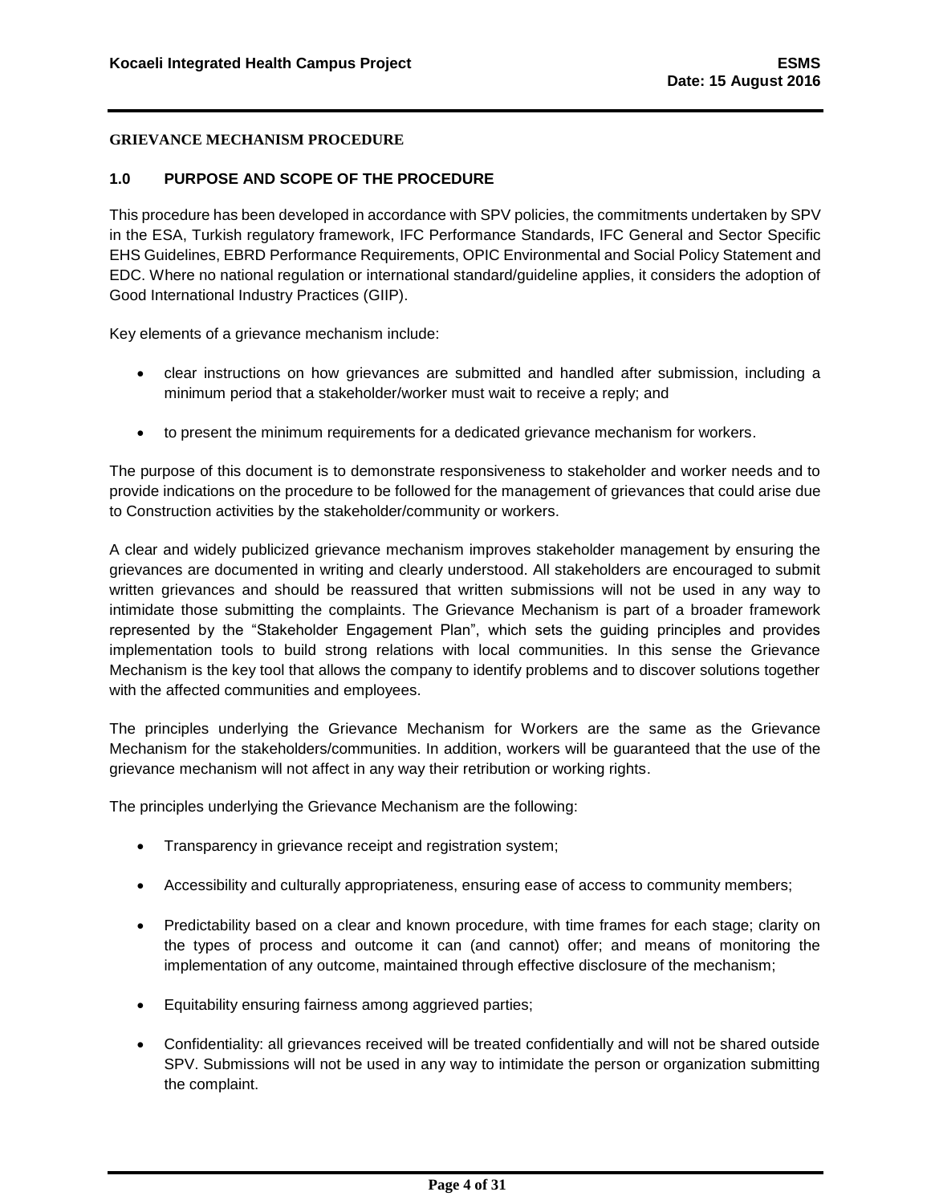**GRIEVANCE MECHANISM PROCEDURE**

## 1.0 PURPOSE AND SCOPE OF THE PROCEDURE

This procedure has been developed in accordance with SPV policies, the commitments undertaken by SPV in the ESA, Turkish regulatory framework, IFC Performance Standards, IFC General and Sector Specific EHS Guidelines, EBRD Performance Requirements, OPIC Environmental and Social Policy Statement and EDC. Where no national regulation or international standard/guideline applies, it considers the adoption of Good International Industry Practices (GIIP).

Key elements of a grievance mechanism include:

- clear instructions on how grievances are submitted and handled after submission, including a minimum period that a stakeholder/worker must wait to receive a reply; and
- to present the minimum requirements for a dedicated grievance mechanism for workers.

The purpose of this document is to demonstrate responsiveness to stakeholder and worker needs and to provide indications on the procedure to be followed for the management of grievances that could arise due to Construction activities by the stakeholder/community or workers.

A clear and widely publicized grievance mechanism improves stakeholder management by ensuring the grievances are documented in writing and clearly understood. All stakeholders are encouraged to submit written grievances and should be reassured that written submissions will not be used in any way to intimidate those submitting the complaints. The Grievance Mechanism is part of a broader framework represented by the "Stakeholder Engagement Plan", which sets the guiding principles and provides implementation tools to build strong relations with local communities. In this sense the Grievance Mechanism is the key tool that allows the company to identify problems and to discover solutions together with the affected communities and employees.

The principles underlying the Grievance Mechanism for Workers are the same as the Grievance Mechanism for the stakeholders/communities. In addition, workers will be guaranteed that the use of the grievance mechanism will not affect in any way their retribution or working rights.

The principles underlying the Grievance Mechanism are the following:

- Transparency in grievance receipt and registration system;
- Accessibility and culturally appropriateness, ensuring ease of access to community members;
- Predictability based on a clear and known procedure, with time frames for each stage; clarity on the types of process and outcome it can (and cannot) offer; and means of monitoring the implementation of any outcome, maintained through effective disclosure of the mechanism;
- Equitability ensuring fairness among aggrieved parties;
- Confidentiality: all grievances received will be treated confidentially and will not be shared outside SPV. Submissions will not be used in any way to intimidate the person or organization submitting the complaint.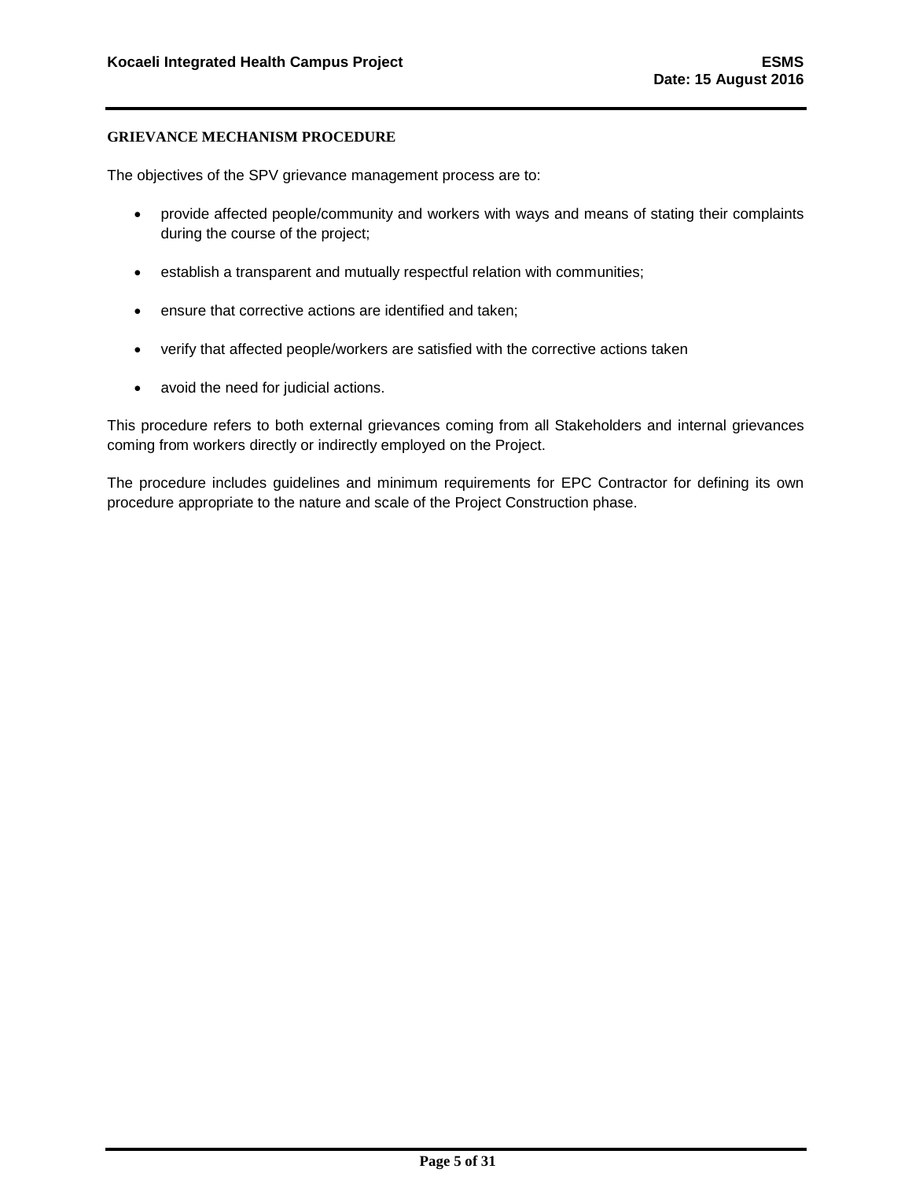## GRIEVANCE MECHANISM PROCEDURE

The objectives of the SPV grievance management process are to:

- provide affected people/community and workers with ways and means of stating their complaints during the course of the project;
- establish a transparent and mutually respectful relation with communities;
- ensure that corrective actions are identified and taken;
- verify that affected people/workers are satisfied with the corrective actions taken
- avoid the need for judicial actions.

This procedure refers to both external grievances coming from all Stakeholders and internal grievances coming from workers directly or indirectly employed on the Project.

The procedure includes guidelines and minimum requirements for EPC Contractor for defining its own procedure appropriate to the nature and scale of the Project Construction phase.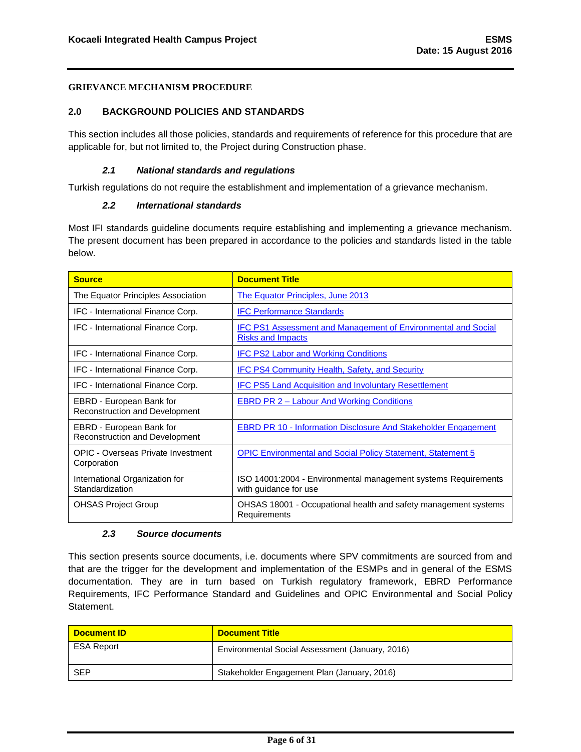**GRIEVANCE MECHANISM PROCEDURE**

## 2.0 BACKGROUND POLICIES AND STANDARDS

This section includes all those policies, standards and requirements of reference for this procedure that are applicable for, but not limited to, the Project during Construction phase.

### *2.1 National standards and regulations*

Turkish regulations do not require the establishment and implementation of a grievance mechanism.

### *2.2 International standards*

Most IFI standards guideline documents require establishing and implementing a grievance mechanism. The present document has been prepared in accordance to the policies and standards listed in the table below.

| Source | Document Title |
|---|---|
| The Equator Principles Association | The Equator Principles, June 2013 |
| IFC - International Finance Corp. | IFC Performance Standards |
| IFC - International Finance Corp. | IFC PS1 Assessment and Management of Environmental and Social Risks and Impacts |
| IFC - International Finance Corp. | IFC PS2 Labor and Working Conditions |
| IFC - International Finance Corp. | IFC PS4 Community Health, Safety, and Security |
| IFC - International Finance Corp. | IFC PS5 Land Acquisition and Involuntary Resettlement |
| EBRD - European Bank for Reconstruction and Development | EBRD PR 2 – Labour And Working Conditions |
| EBRD - European Bank for Reconstruction and Development | EBRD PR 10 - Information Disclosure And Stakeholder Engagement |
| OPIC - Overseas Private Investment Corporation | OPIC Environmental and Social Policy Statement, Statement 5 |
| International Organization for Standardization | ISO 14001:2004 - Environmental management systems Requirements with guidance for use |
| OHSAS Project Group | OHSAS 18001 - Occupational health and safety management systems Requirements |

### *2.3 Source documents*

This section presents source documents, i.e. documents where SPV commitments are sourced from and that are the trigger for the development and implementation of the ESMPs and in general of the ESMS documentation. They are in turn based on Turkish regulatory framework, EBRD Performance Requirements, IFC Performance Standard and Guidelines and OPIC Environmental and Social Policy Statement.

| Document ID | Document Title |
|---|---|
| ESA Report | Environmental Social Assessment (January, 2016) |
| SEP | Stakeholder Engagement Plan (January, 2016) |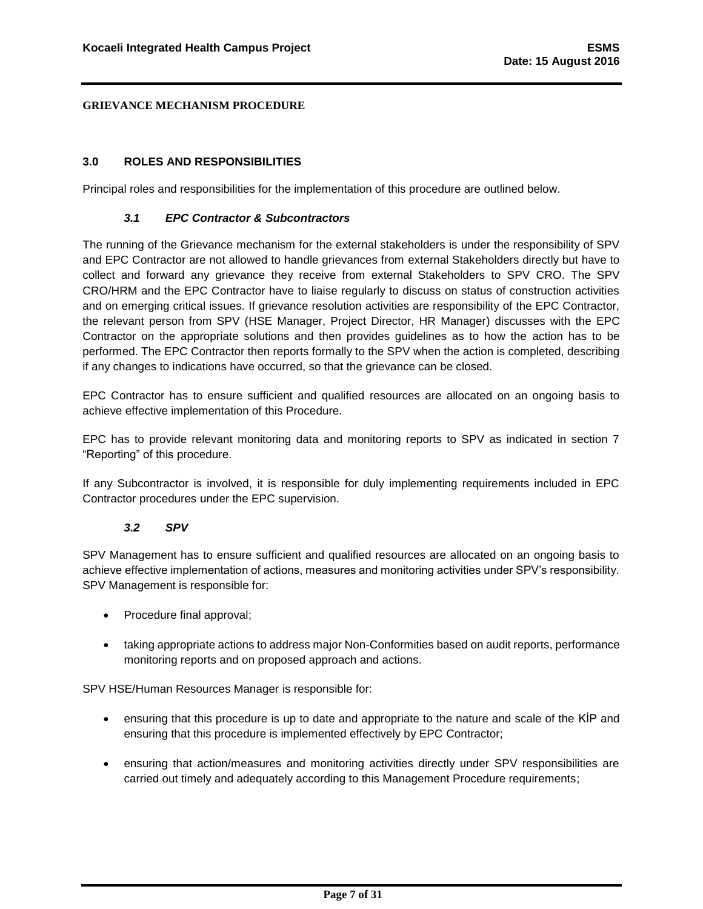**GRIEVANCE MECHANISM PROCEDURE**

## 3.0 ROLES AND RESPONSIBILITIES

Principal roles and responsibilities for the implementation of this procedure are outlined below.

### *3.1 EPC Contractor & Subcontractors*

The running of the Grievance mechanism for the external stakeholders is under the responsibility of SPV and EPC Contractor are not allowed to handle grievances from external Stakeholders directly but have to collect and forward any grievance they receive from external Stakeholders to SPV CRO. The SPV CRO/HRM and the EPC Contractor have to liaise regularly to discuss on status of construction activities and on emerging critical issues. If grievance resolution activities are responsibility of the EPC Contractor, the relevant person from SPV (HSE Manager, Project Director, HR Manager) discusses with the EPC Contractor on the appropriate solutions and then provides guidelines as to how the action has to be performed. The EPC Contractor then reports formally to the SPV when the action is completed, describing if any changes to indications have occurred, so that the grievance can be closed.

EPC Contractor has to ensure sufficient and qualified resources are allocated on an ongoing basis to achieve effective implementation of this Procedure.

EPC has to provide relevant monitoring data and monitoring reports to SPV as indicated in section 7 "Reporting" of this procedure.

If any Subcontractor is involved, it is responsible for duly implementing requirements included in EPC Contractor procedures under the EPC supervision.

### *3.2 SPV*

SPV Management has to ensure sufficient and qualified resources are allocated on an ongoing basis to achieve effective implementation of actions, measures and monitoring activities under SPV's responsibility. SPV Management is responsible for:

- Procedure final approval;
- taking appropriate actions to address major Non-Conformities based on audit reports, performance monitoring reports and on proposed approach and actions.

SPV HSE/Human Resources Manager is responsible for:

- ensuring that this procedure is up to date and appropriate to the nature and scale of the KİP and ensuring that this procedure is implemented effectively by EPC Contractor;
- ensuring that action/measures and monitoring activities directly under SPV responsibilities are carried out timely and adequately according to this Management Procedure requirements;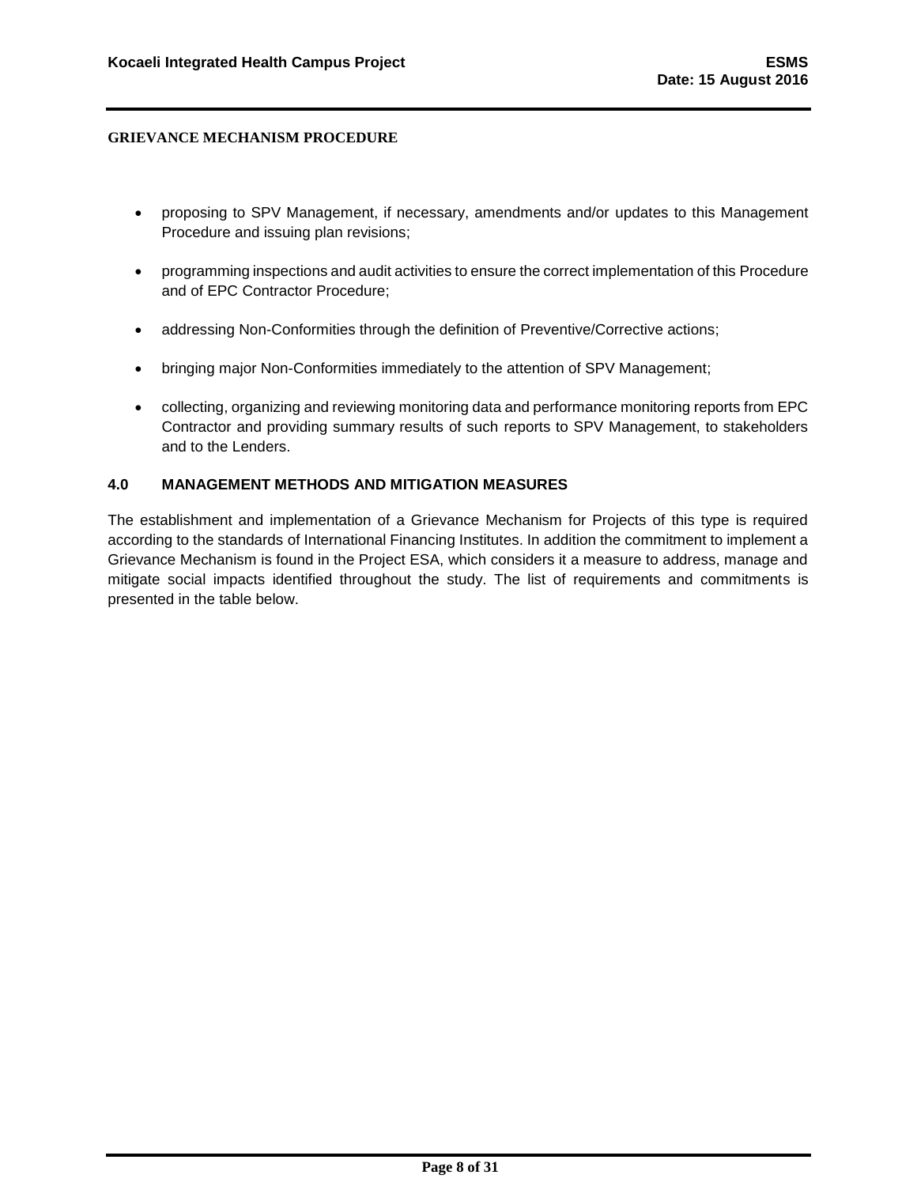- proposing to SPV Management, if necessary, amendments and/or updates to this Management Procedure and issuing plan revisions;
- programming inspections and audit activities to ensure the correct implementation of this Procedure and of EPC Contractor Procedure;
- addressing Non-Conformities through the definition of Preventive/Corrective actions;
- bringing major Non-Conformities immediately to the attention of SPV Management;
- collecting, organizing and reviewing monitoring data and performance monitoring reports from EPC Contractor and providing summary results of such reports to SPV Management, to stakeholders and to the Lenders.

## 4.0 MANAGEMENT METHODS AND MITIGATION MEASURES

The establishment and implementation of a Grievance Mechanism for Projects of this type is required according to the standards of International Financing Institutes. In addition the commitment to implement a Grievance Mechanism is found in the Project ESA, which considers it a measure to address, manage and mitigate social impacts identified throughout the study. The list of requirements and commitments is presented in the table below.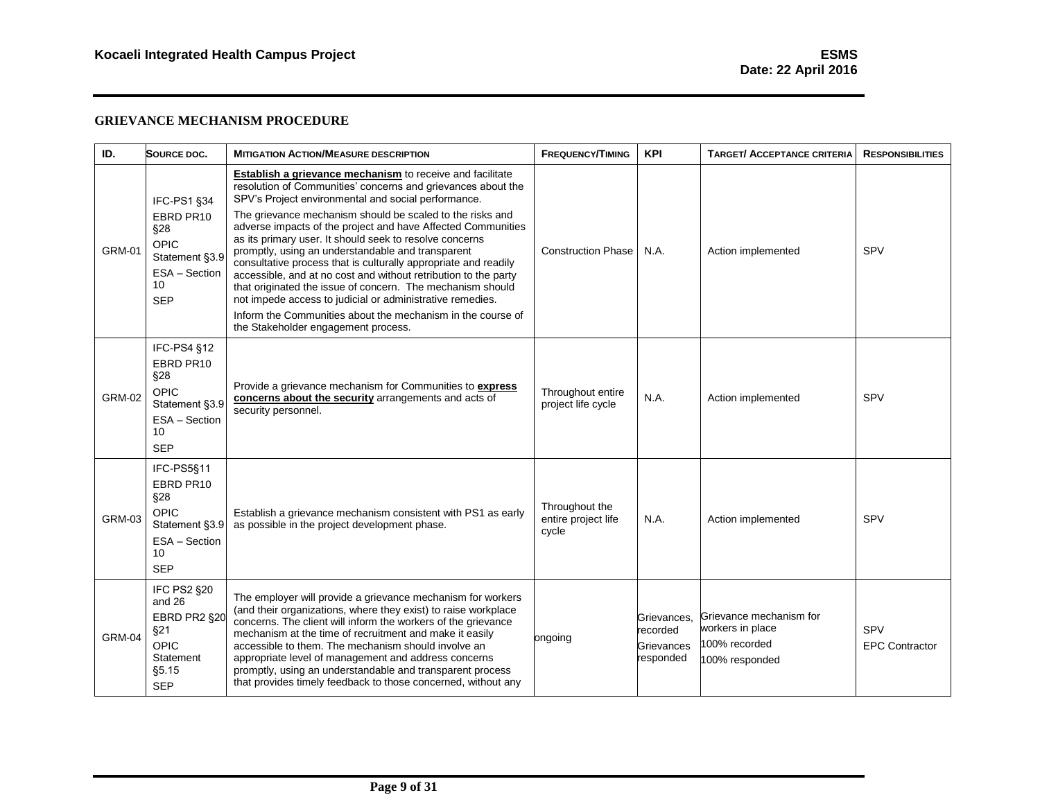## GRIEVANCE MECHANISM PROCEDURE

| ID. | SOURCE DOC. | MITIGATION ACTION/MEASURE DESCRIPTION | FREQUENCY/TIMING | KPI | TARGET/ ACCEPTANCE CRITERIA | RESPONSIBILITIES |
|---|---|---|---|---|---|---|
| GRM-01 | IFC-PS1 §34<br>EBRD PR10 §28<br>OPIC Statement §3.9<br>ESA – Section 10<br>SEP | **Establish a grievance mechanism** to receive and facilitate resolution of Communities' concerns and grievances about the SPV's Project environmental and social performance.<br>The grievance mechanism should be scaled to the risks and adverse impacts of the project and have Affected Communities as its primary user. It should seek to resolve concerns promptly, using an understandable and transparent consultative process that is culturally appropriate and readily accessible, and at no cost and without retribution to the party that originated the issue of concern. The mechanism should not impede access to judicial or administrative remedies.<br>Inform the Communities about the mechanism in the course of the Stakeholder engagement process. | Construction Phase | N.A. | Action implemented | SPV |
| GRM-02 | IFC-PS4 §12<br>EBRD PR10 §28<br>OPIC Statement §3.9<br>ESA – Section 10<br>SEP | Provide a grievance mechanism for Communities to **express concerns about the security** arrangements and acts of security personnel. | Throughout entire project life cycle | N.A. | Action implemented | SPV |
| GRM-03 | IFC-PS5§11<br>EBRD PR10 §28<br>OPIC Statement §3.9<br>ESA – Section 10<br>SEP | Establish a grievance mechanism consistent with PS1 as early as possible in the project development phase. | Throughout the entire project life cycle | N.A. | Action implemented | SPV |
| GRM-04 | IFC PS2 §20 and 26<br>EBRD PR2 §20 §21<br>OPIC Statement §5.15<br>SEP | The employer will provide a grievance mechanism for workers (and their organizations, where they exist) to raise workplace concerns. The client will inform the workers of the grievance mechanism at the time of recruitment and make it easily accessible to them. The mechanism should involve an appropriate level of management and address concerns promptly, using an understandable and transparent process that provides timely feedback to those concerned, without any | ongoing | Grievances, recorded<br>Grievances responded | Grievance mechanism for workers in place<br>100% recorded<br>100% responded | SPV<br>EPC Contractor |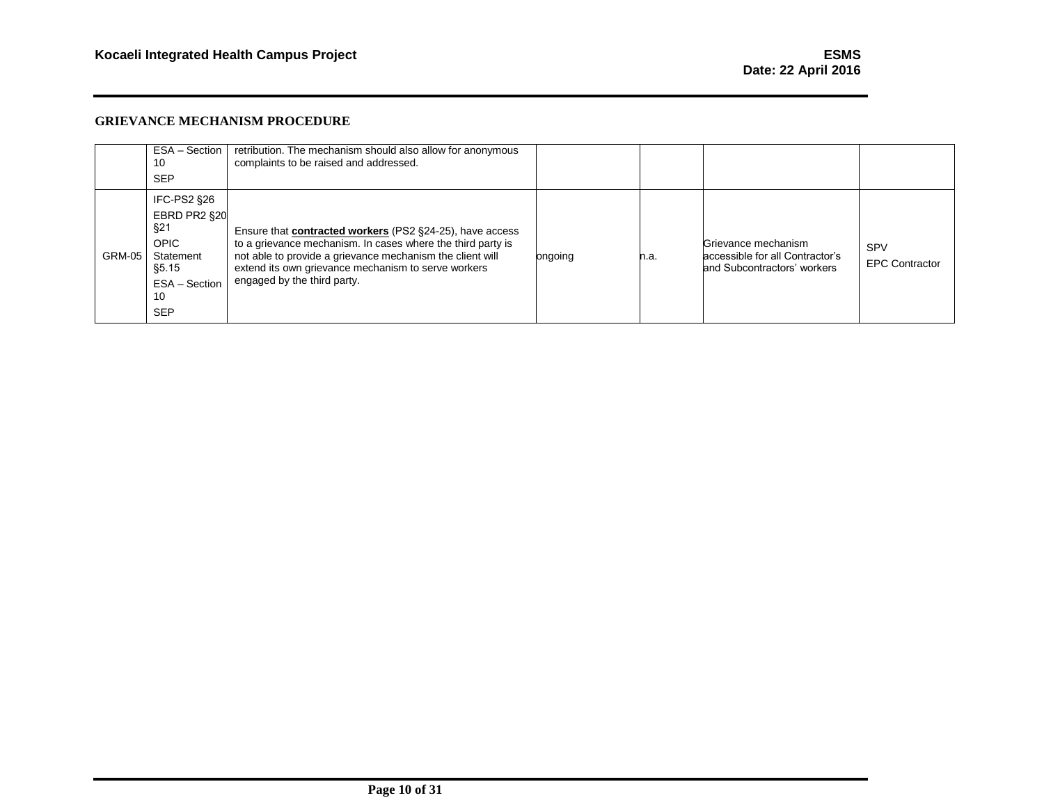## GRIEVANCE MECHANISM PROCEDURE

| | | | | | | |
|---|---|---|---|---|---|---|
| | ESA – Section 10<br>SEP | retribution. The mechanism should also allow for anonymous complaints to be raised and addressed. | | | | |
| GRM-05 | IFC-PS2 §26<br>EBRD PR2 §20 §21<br>OPIC Statement §5.15<br>ESA – Section 10<br>SEP | Ensure that **contracted workers** (PS2 §24-25), have access to a grievance mechanism. In cases where the third party is not able to provide a grievance mechanism the client will extend its own grievance mechanism to serve workers engaged by the third party. | ongoing | n.a. | Grievance mechanism accessible for all Contractor's and Subcontractors' workers | SPV<br>EPC Contractor |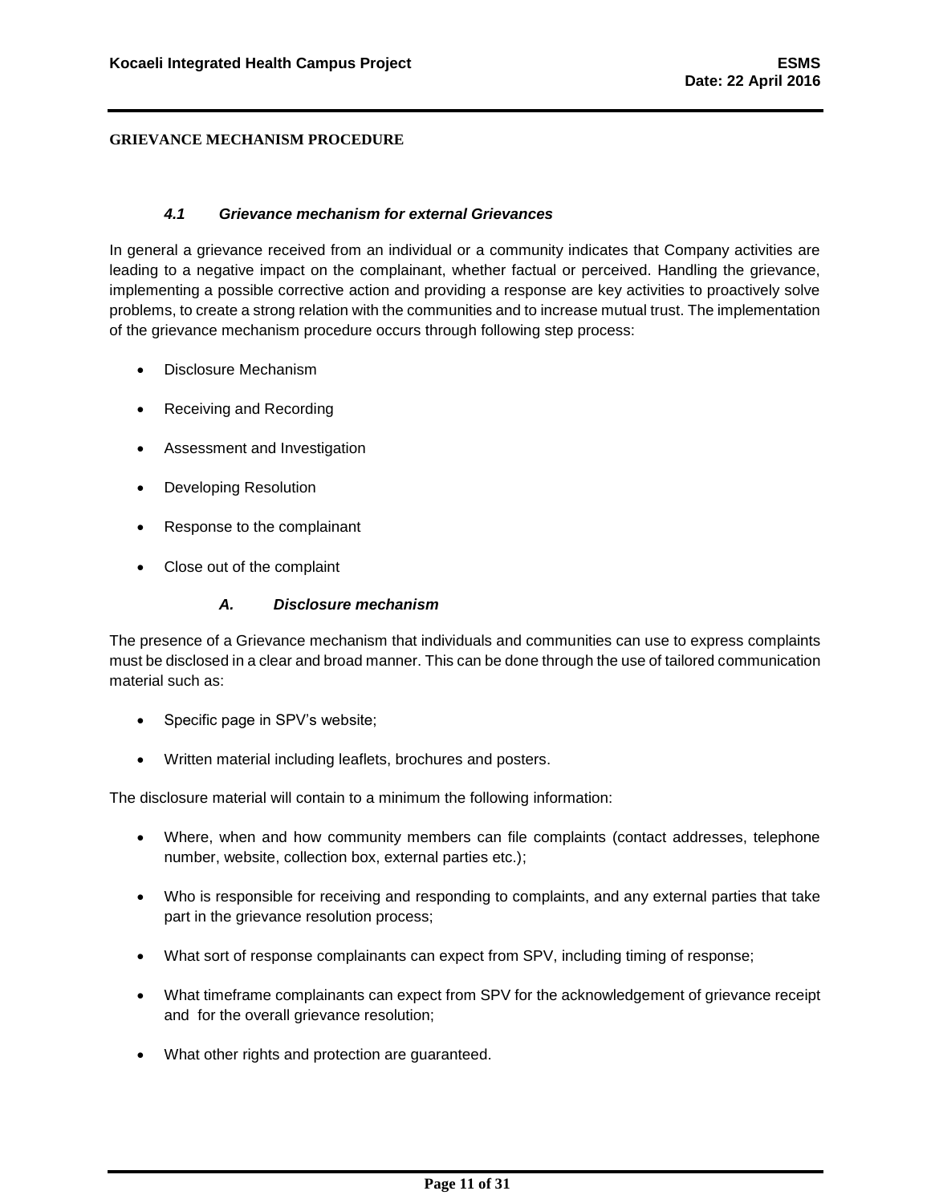**GRIEVANCE MECHANISM PROCEDURE**

### *4.1 Grievance mechanism for external Grievances*

In general a grievance received from an individual or a community indicates that Company activities are leading to a negative impact on the complainant, whether factual or perceived. Handling the grievance, implementing a possible corrective action and providing a response are key activities to proactively solve problems, to create a strong relation with the communities and to increase mutual trust. The implementation of the grievance mechanism procedure occurs through following step process:

- Disclosure Mechanism
- Receiving and Recording
- Assessment and Investigation
- Developing Resolution
- Response to the complainant
- Close out of the complaint

#### *A. Disclosure mechanism*

The presence of a Grievance mechanism that individuals and communities can use to express complaints must be disclosed in a clear and broad manner. This can be done through the use of tailored communication material such as:

- Specific page in SPV's website;
- Written material including leaflets, brochures and posters.

The disclosure material will contain to a minimum the following information:

- Where, when and how community members can file complaints (contact addresses, telephone number, website, collection box, external parties etc.);
- Who is responsible for receiving and responding to complaints, and any external parties that take part in the grievance resolution process;
- What sort of response complainants can expect from SPV, including timing of response;
- What timeframe complainants can expect from SPV for the acknowledgement of grievance receipt and for the overall grievance resolution;
- What other rights and protection are guaranteed.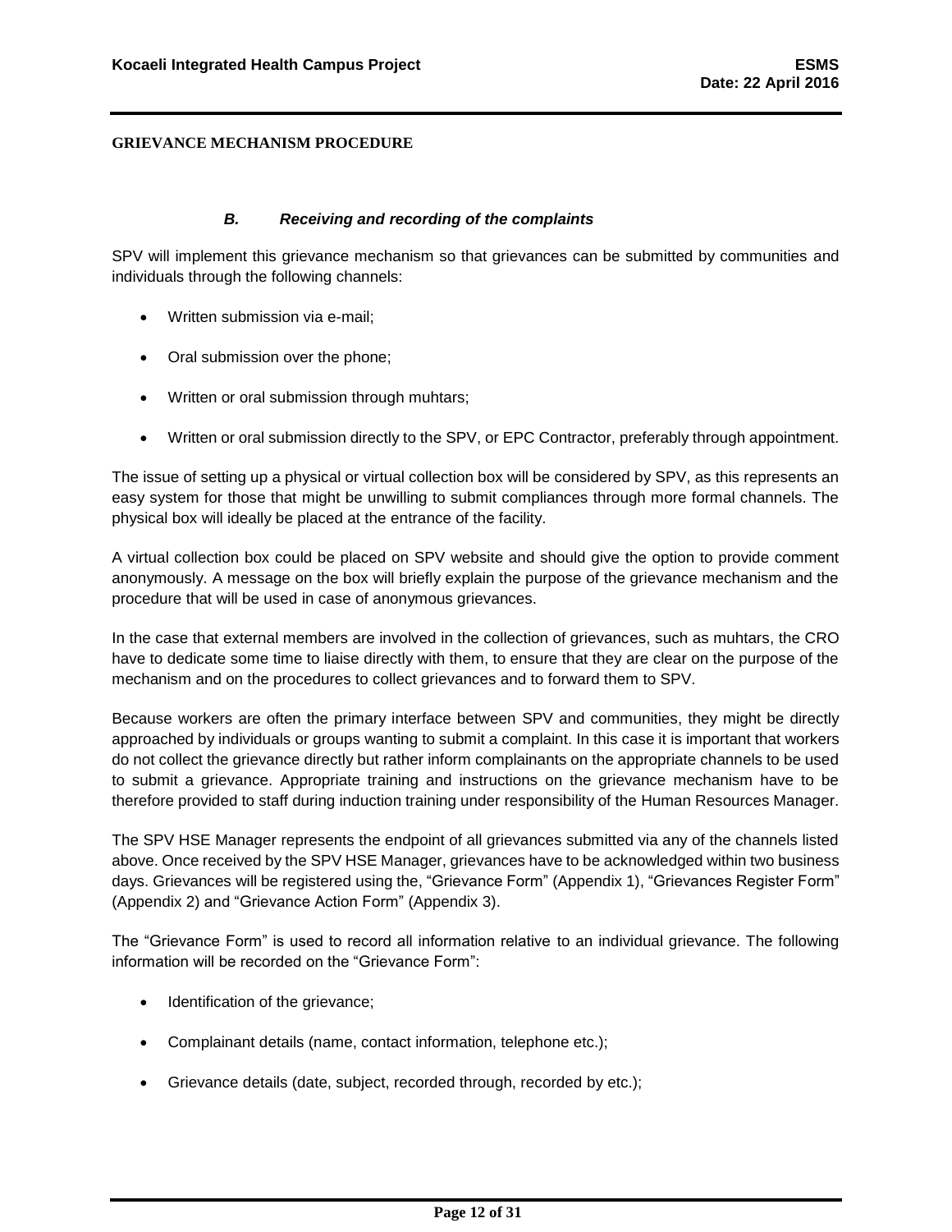**GRIEVANCE MECHANISM PROCEDURE**

### *B. Receiving and recording of the complaints*

SPV will implement this grievance mechanism so that grievances can be submitted by communities and individuals through the following channels:

- Written submission via e-mail;
- Oral submission over the phone;
- Written or oral submission through muhtars;
- Written or oral submission directly to the SPV, or EPC Contractor, preferably through appointment.

The issue of setting up a physical or virtual collection box will be considered by SPV, as this represents an easy system for those that might be unwilling to submit compliances through more formal channels. The physical box will ideally be placed at the entrance of the facility.

A virtual collection box could be placed on SPV website and should give the option to provide comment anonymously. A message on the box will briefly explain the purpose of the grievance mechanism and the procedure that will be used in case of anonymous grievances.

In the case that external members are involved in the collection of grievances, such as muhtars, the CRO have to dedicate some time to liaise directly with them, to ensure that they are clear on the purpose of the mechanism and on the procedures to collect grievances and to forward them to SPV.

Because workers are often the primary interface between SPV and communities, they might be directly approached by individuals or groups wanting to submit a complaint. In this case it is important that workers do not collect the grievance directly but rather inform complainants on the appropriate channels to be used to submit a grievance. Appropriate training and instructions on the grievance mechanism have to be therefore provided to staff during induction training under responsibility of the Human Resources Manager.

The SPV HSE Manager represents the endpoint of all grievances submitted via any of the channels listed above. Once received by the SPV HSE Manager, grievances have to be acknowledged within two business days. Grievances will be registered using the, "Grievance Form" (Appendix 1), "Grievances Register Form" (Appendix 2) and "Grievance Action Form" (Appendix 3).

The "Grievance Form" is used to record all information relative to an individual grievance. The following information will be recorded on the "Grievance Form":

- Identification of the grievance;
- Complainant details (name, contact information, telephone etc.);
- Grievance details (date, subject, recorded through, recorded by etc.);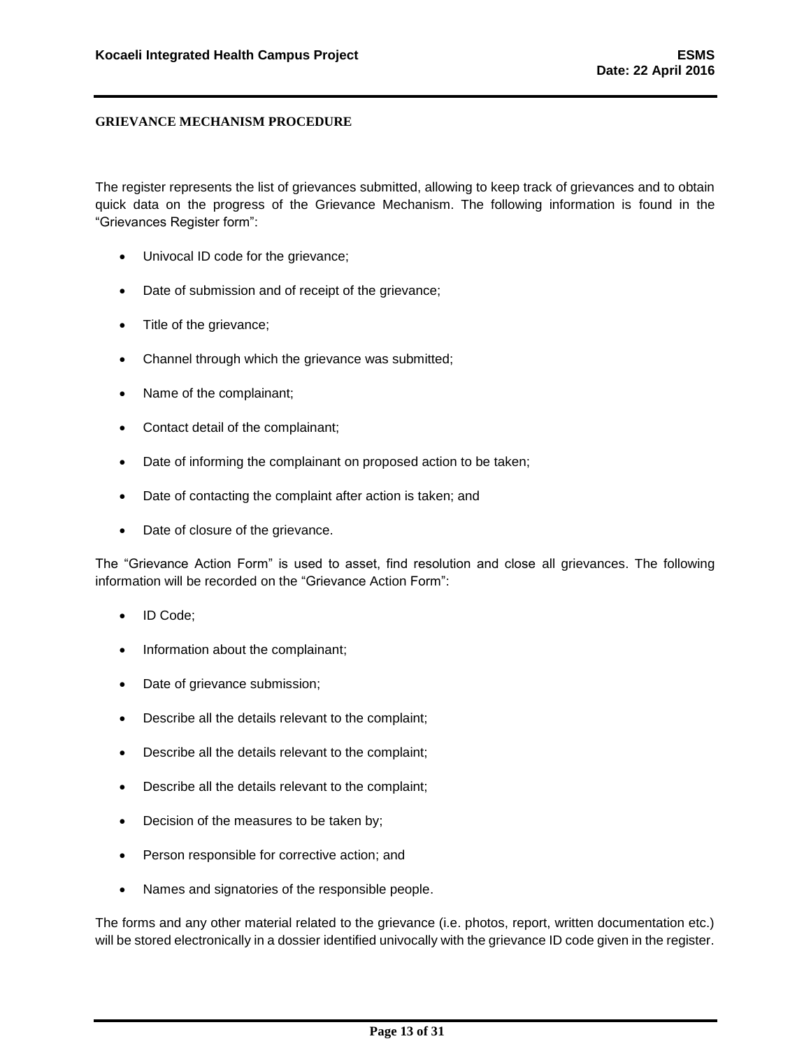**GRIEVANCE MECHANISM PROCEDURE**

The register represents the list of grievances submitted, allowing to keep track of grievances and to obtain quick data on the progress of the Grievance Mechanism. The following information is found in the "Grievances Register form":

- Univocal ID code for the grievance;
- Date of submission and of receipt of the grievance;
- Title of the grievance;
- Channel through which the grievance was submitted;
- Name of the complainant;
- Contact detail of the complainant;
- Date of informing the complainant on proposed action to be taken;
- Date of contacting the complaint after action is taken; and
- Date of closure of the grievance.

The "Grievance Action Form" is used to asset, find resolution and close all grievances. The following information will be recorded on the "Grievance Action Form":

- ID Code;
- Information about the complainant;
- Date of grievance submission;
- Describe all the details relevant to the complaint;
- Describe all the details relevant to the complaint;
- Describe all the details relevant to the complaint;
- Decision of the measures to be taken by;
- Person responsible for corrective action; and
- Names and signatories of the responsible people.

The forms and any other material related to the grievance (i.e. photos, report, written documentation etc.) will be stored electronically in a dossier identified univocally with the grievance ID code given in the register.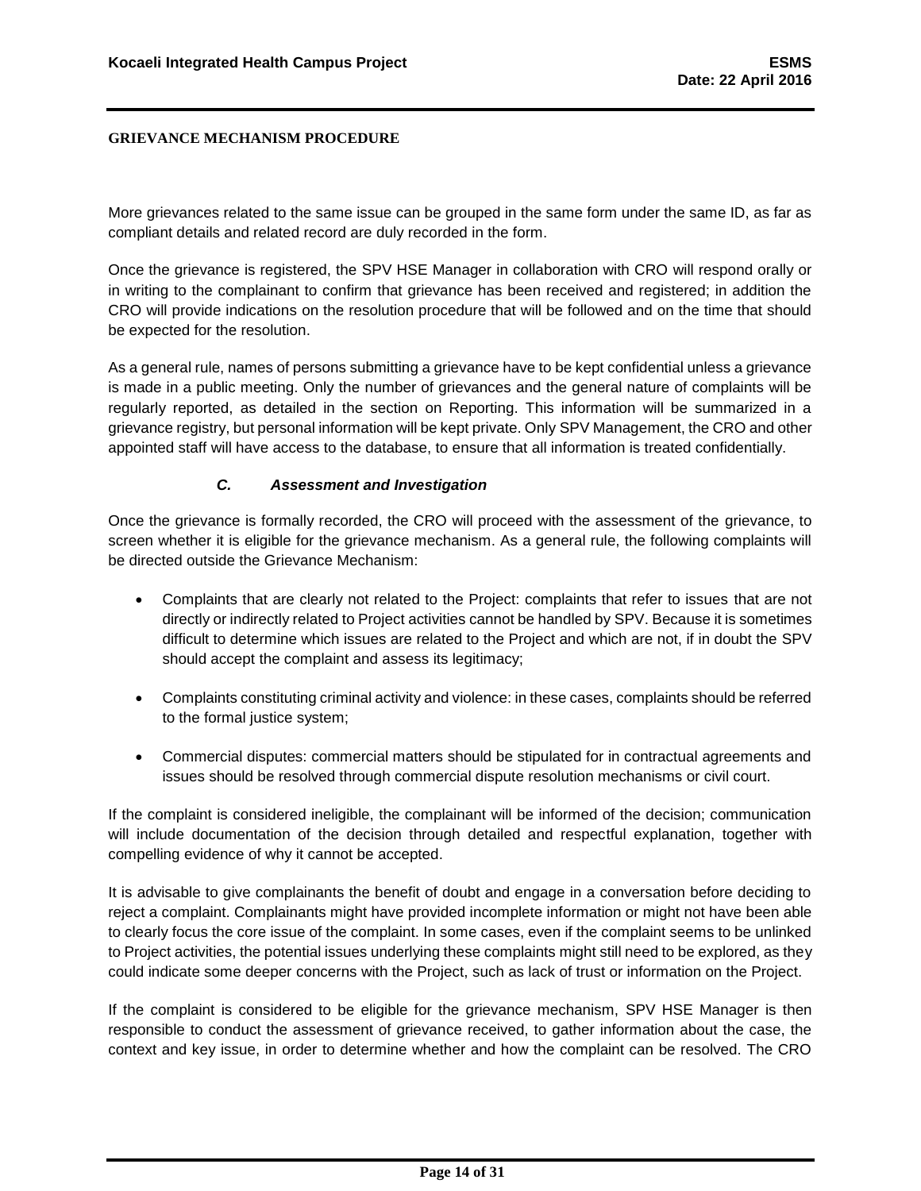More grievances related to the same issue can be grouped in the same form under the same ID, as far as compliant details and related record are duly recorded in the form.

Once the grievance is registered, the SPV HSE Manager in collaboration with CRO will respond orally or in writing to the complainant to confirm that grievance has been received and registered; in addition the CRO will provide indications on the resolution procedure that will be followed and on the time that should be expected for the resolution.

As a general rule, names of persons submitting a grievance have to be kept confidential unless a grievance is made in a public meeting. Only the number of grievances and the general nature of complaints will be regularly reported, as detailed in the section on Reporting. This information will be summarized in a grievance registry, but personal information will be kept private. Only SPV Management, the CRO and other appointed staff will have access to the database, to ensure that all information is treated confidentially.

### *C. Assessment and Investigation*

Once the grievance is formally recorded, the CRO will proceed with the assessment of the grievance, to screen whether it is eligible for the grievance mechanism. As a general rule, the following complaints will be directed outside the Grievance Mechanism:

- Complaints that are clearly not related to the Project: complaints that refer to issues that are not directly or indirectly related to Project activities cannot be handled by SPV. Because it is sometimes difficult to determine which issues are related to the Project and which are not, if in doubt the SPV should accept the complaint and assess its legitimacy;
- Complaints constituting criminal activity and violence: in these cases, complaints should be referred to the formal justice system;
- Commercial disputes: commercial matters should be stipulated for in contractual agreements and issues should be resolved through commercial dispute resolution mechanisms or civil court.

If the complaint is considered ineligible, the complainant will be informed of the decision; communication will include documentation of the decision through detailed and respectful explanation, together with compelling evidence of why it cannot be accepted.

It is advisable to give complainants the benefit of doubt and engage in a conversation before deciding to reject a complaint. Complainants might have provided incomplete information or might not have been able to clearly focus the core issue of the complaint. In some cases, even if the complaint seems to be unlinked to Project activities, the potential issues underlying these complaints might still need to be explored, as they could indicate some deeper concerns with the Project, such as lack of trust or information on the Project.

If the complaint is considered to be eligible for the grievance mechanism, SPV HSE Manager is then responsible to conduct the assessment of grievance received, to gather information about the case, the context and key issue, in order to determine whether and how the complaint can be resolved. The CRO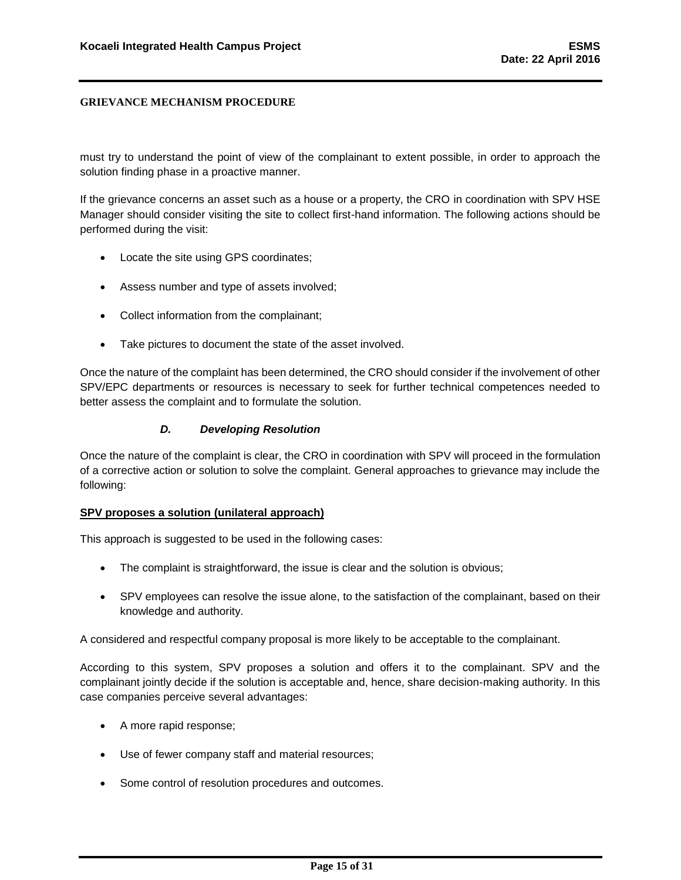must try to understand the point of view of the complainant to extent possible, in order to approach the solution finding phase in a proactive manner.

If the grievance concerns an asset such as a house or a property, the CRO in coordination with SPV HSE Manager should consider visiting the site to collect first-hand information. The following actions should be performed during the visit:

- Locate the site using GPS coordinates;
- Assess number and type of assets involved;
- Collect information from the complainant;
- Take pictures to document the state of the asset involved.

Once the nature of the complaint has been determined, the CRO should consider if the involvement of other SPV/EPC departments or resources is necessary to seek for further technical competences needed to better assess the complaint and to formulate the solution.

### *D. Developing Resolution*

Once the nature of the complaint is clear, the CRO in coordination with SPV will proceed in the formulation of a corrective action or solution to solve the complaint. General approaches to grievance may include the following:

**SPV proposes a solution (unilateral approach)**

This approach is suggested to be used in the following cases:

- The complaint is straightforward, the issue is clear and the solution is obvious;
- SPV employees can resolve the issue alone, to the satisfaction of the complainant, based on their knowledge and authority.

A considered and respectful company proposal is more likely to be acceptable to the complainant.

According to this system, SPV proposes a solution and offers it to the complainant. SPV and the complainant jointly decide if the solution is acceptable and, hence, share decision-making authority. In this case companies perceive several advantages:

- A more rapid response;
- Use of fewer company staff and material resources;
- Some control of resolution procedures and outcomes.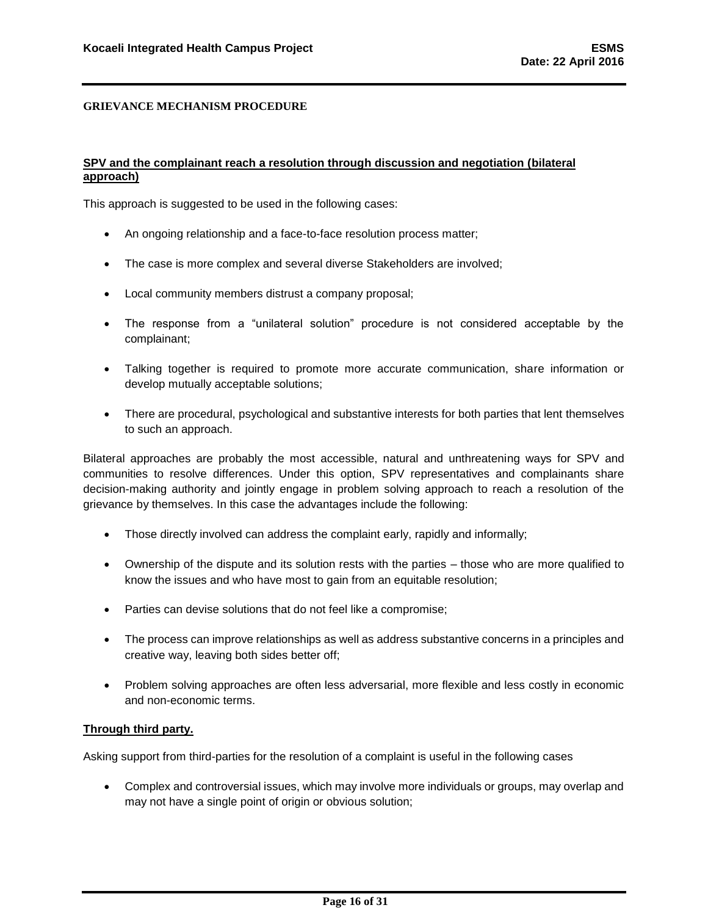**GRIEVANCE MECHANISM PROCEDURE**

**SPV and the complainant reach a resolution through discussion and negotiation (bilateral approach)**

This approach is suggested to be used in the following cases:

- An ongoing relationship and a face-to-face resolution process matter;
- The case is more complex and several diverse Stakeholders are involved;
- Local community members distrust a company proposal;
- The response from a "unilateral solution" procedure is not considered acceptable by the complainant;
- Talking together is required to promote more accurate communication, share information or develop mutually acceptable solutions;
- There are procedural, psychological and substantive interests for both parties that lent themselves to such an approach.

Bilateral approaches are probably the most accessible, natural and unthreatening ways for SPV and communities to resolve differences. Under this option, SPV representatives and complainants share decision-making authority and jointly engage in problem solving approach to reach a resolution of the grievance by themselves. In this case the advantages include the following:

- Those directly involved can address the complaint early, rapidly and informally;
- Ownership of the dispute and its solution rests with the parties – those who are more qualified to know the issues and who have most to gain from an equitable resolution;
- Parties can devise solutions that do not feel like a compromise;
- The process can improve relationships as well as address substantive concerns in a principles and creative way, leaving both sides better off;
- Problem solving approaches are often less adversarial, more flexible and less costly in economic and non-economic terms.

**Through third party.**

Asking support from third-parties for the resolution of a complaint is useful in the following cases

- Complex and controversial issues, which may involve more individuals or groups, may overlap and may not have a single point of origin or obvious solution;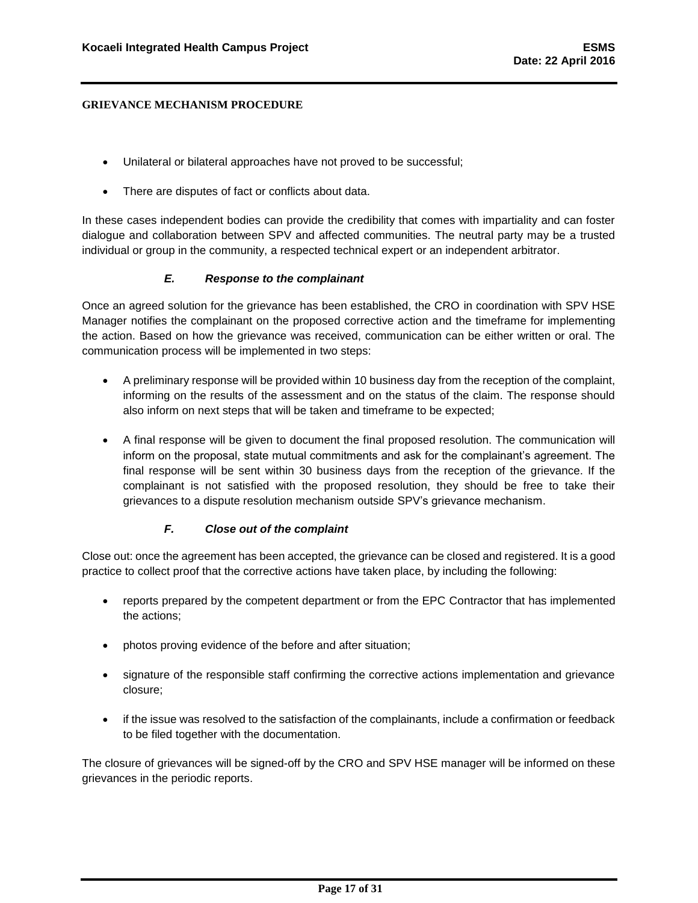- Unilateral or bilateral approaches have not proved to be successful;
- There are disputes of fact or conflicts about data.

In these cases independent bodies can provide the credibility that comes with impartiality and can foster dialogue and collaboration between SPV and affected communities. The neutral party may be a trusted individual or group in the community, a respected technical expert or an independent arbitrator.

#### *E. Response to the complainant*

Once an agreed solution for the grievance has been established, the CRO in coordination with SPV HSE Manager notifies the complainant on the proposed corrective action and the timeframe for implementing the action. Based on how the grievance was received, communication can be either written or oral. The communication process will be implemented in two steps:

- A preliminary response will be provided within 10 business day from the reception of the complaint, informing on the results of the assessment and on the status of the claim. The response should also inform on next steps that will be taken and timeframe to be expected;
- A final response will be given to document the final proposed resolution. The communication will inform on the proposal, state mutual commitments and ask for the complainant's agreement. The final response will be sent within 30 business days from the reception of the grievance. If the complainant is not satisfied with the proposed resolution, they should be free to take their grievances to a dispute resolution mechanism outside SPV's grievance mechanism.

#### *F. Close out of the complaint*

Close out: once the agreement has been accepted, the grievance can be closed and registered. It is a good practice to collect proof that the corrective actions have taken place, by including the following:

- reports prepared by the competent department or from the EPC Contractor that has implemented the actions;
- photos proving evidence of the before and after situation;
- signature of the responsible staff confirming the corrective actions implementation and grievance closure;
- if the issue was resolved to the satisfaction of the complainants, include a confirmation or feedback to be filed together with the documentation.

The closure of grievances will be signed-off by the CRO and SPV HSE manager will be informed on these grievances in the periodic reports.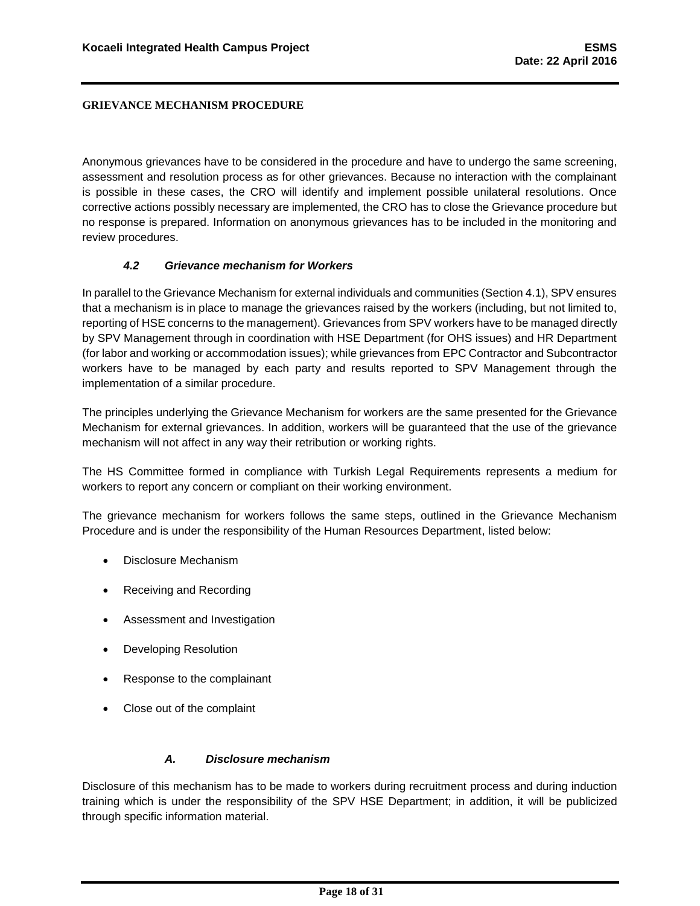**GRIEVANCE MECHANISM PROCEDURE**

Anonymous grievances have to be considered in the procedure and have to undergo the same screening, assessment and resolution process as for other grievances. Because no interaction with the complainant is possible in these cases, the CRO will identify and implement possible unilateral resolutions. Once corrective actions possibly necessary are implemented, the CRO has to close the Grievance procedure but no response is prepared. Information on anonymous grievances has to be included in the monitoring and review procedures.

### *4.2 Grievance mechanism for Workers*

In parallel to the Grievance Mechanism for external individuals and communities (Section 4.1), SPV ensures that a mechanism is in place to manage the grievances raised by the workers (including, but not limited to, reporting of HSE concerns to the management). Grievances from SPV workers have to be managed directly by SPV Management through in coordination with HSE Department (for OHS issues) and HR Department (for labor and working or accommodation issues); while grievances from EPC Contractor and Subcontractor workers have to be managed by each party and results reported to SPV Management through the implementation of a similar procedure.

The principles underlying the Grievance Mechanism for workers are the same presented for the Grievance Mechanism for external grievances. In addition, workers will be guaranteed that the use of the grievance mechanism will not affect in any way their retribution or working rights.

The HS Committee formed in compliance with Turkish Legal Requirements represents a medium for workers to report any concern or compliant on their working environment.

The grievance mechanism for workers follows the same steps, outlined in the Grievance Mechanism Procedure and is under the responsibility of the Human Resources Department, listed below:

- Disclosure Mechanism
- Receiving and Recording
- Assessment and Investigation
- Developing Resolution
- Response to the complainant
- Close out of the complaint

#### *A. Disclosure mechanism*

Disclosure of this mechanism has to be made to workers during recruitment process and during induction training which is under the responsibility of the SPV HSE Department; in addition, it will be publicized through specific information material.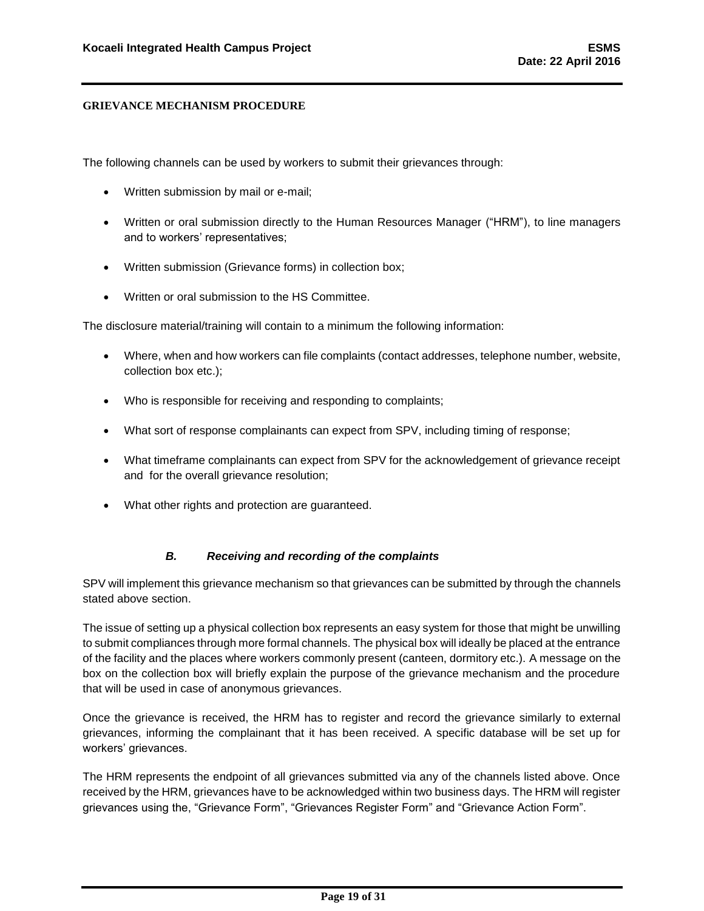**GRIEVANCE MECHANISM PROCEDURE**

The following channels can be used by workers to submit their grievances through:

- Written submission by mail or e-mail;
- Written or oral submission directly to the Human Resources Manager ("HRM"), to line managers and to workers' representatives;
- Written submission (Grievance forms) in collection box;
- Written or oral submission to the HS Committee.

The disclosure material/training will contain to a minimum the following information:

- Where, when and how workers can file complaints (contact addresses, telephone number, website, collection box etc.);
- Who is responsible for receiving and responding to complaints;
- What sort of response complainants can expect from SPV, including timing of response;
- What timeframe complainants can expect from SPV for the acknowledgement of grievance receipt and for the overall grievance resolution;
- What other rights and protection are guaranteed.

### *B. Receiving and recording of the complaints*

SPV will implement this grievance mechanism so that grievances can be submitted by through the channels stated above section.

The issue of setting up a physical collection box represents an easy system for those that might be unwilling to submit compliances through more formal channels. The physical box will ideally be placed at the entrance of the facility and the places where workers commonly present (canteen, dormitory etc.). A message on the box on the collection box will briefly explain the purpose of the grievance mechanism and the procedure that will be used in case of anonymous grievances.

Once the grievance is received, the HRM has to register and record the grievance similarly to external grievances, informing the complainant that it has been received. A specific database will be set up for workers' grievances.

The HRM represents the endpoint of all grievances submitted via any of the channels listed above. Once received by the HRM, grievances have to be acknowledged within two business days. The HRM will register grievances using the, "Grievance Form", "Grievances Register Form" and "Grievance Action Form".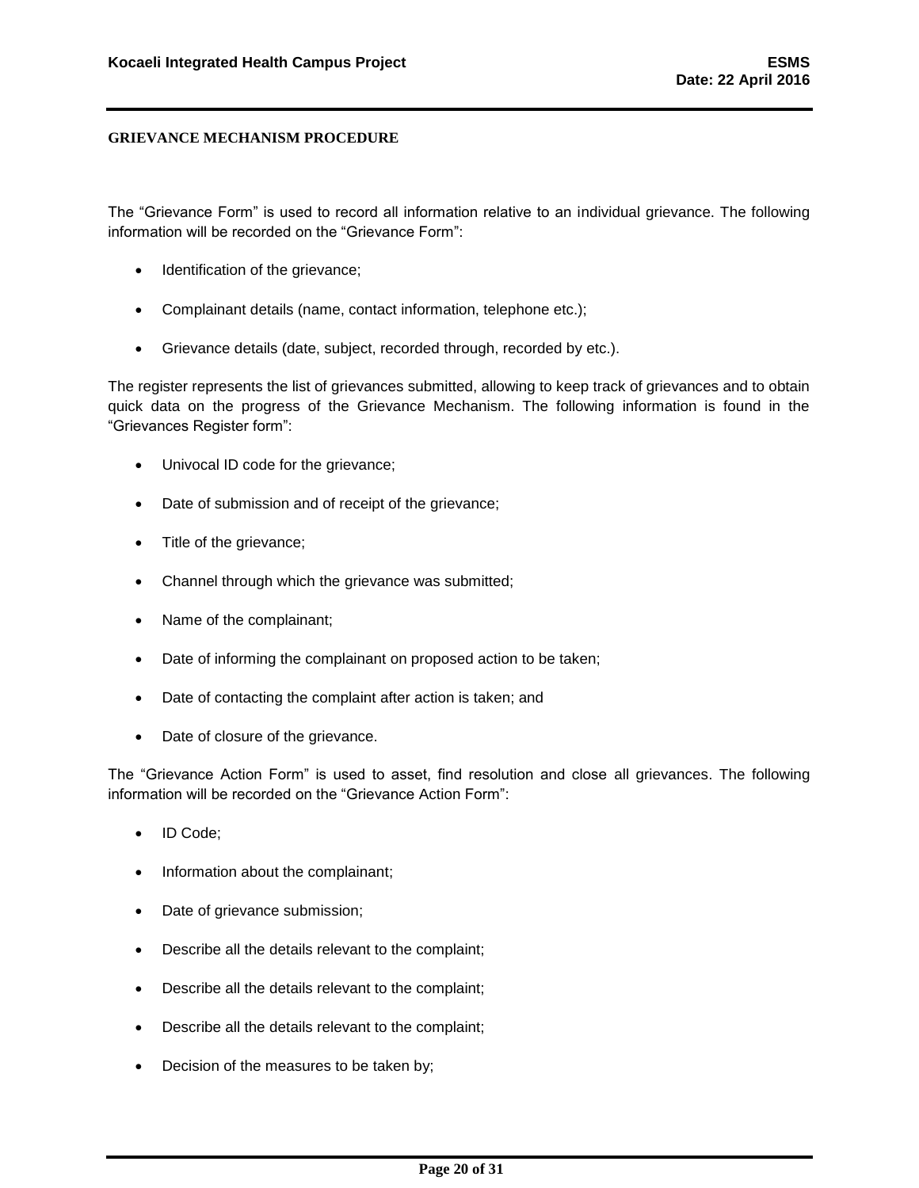**GRIEVANCE MECHANISM PROCEDURE**

The "Grievance Form" is used to record all information relative to an individual grievance. The following information will be recorded on the "Grievance Form":

- Identification of the grievance;
- Complainant details (name, contact information, telephone etc.);
- Grievance details (date, subject, recorded through, recorded by etc.).

The register represents the list of grievances submitted, allowing to keep track of grievances and to obtain quick data on the progress of the Grievance Mechanism. The following information is found in the "Grievances Register form":

- Univocal ID code for the grievance;
- Date of submission and of receipt of the grievance;
- Title of the grievance;
- Channel through which the grievance was submitted;
- Name of the complainant;
- Date of informing the complainant on proposed action to be taken;
- Date of contacting the complaint after action is taken; and
- Date of closure of the grievance.

The "Grievance Action Form" is used to asset, find resolution and close all grievances. The following information will be recorded on the "Grievance Action Form":

- ID Code;
- Information about the complainant;
- Date of grievance submission;
- Describe all the details relevant to the complaint;
- Describe all the details relevant to the complaint;
- Describe all the details relevant to the complaint;
- Decision of the measures to be taken by;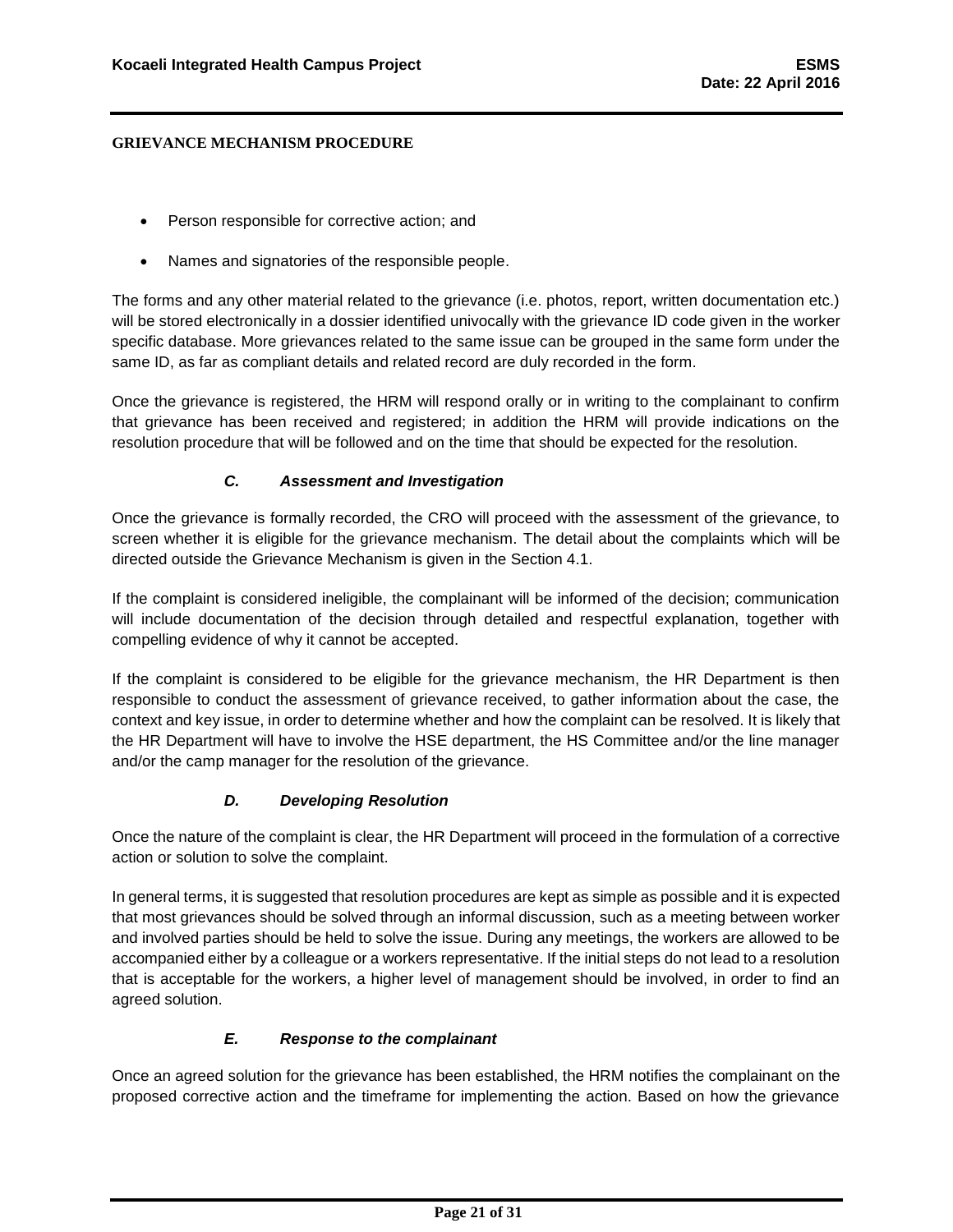- Person responsible for corrective action; and
- Names and signatories of the responsible people.

The forms and any other material related to the grievance (i.e. photos, report, written documentation etc.) will be stored electronically in a dossier identified univocally with the grievance ID code given in the worker specific database. More grievances related to the same issue can be grouped in the same form under the same ID, as far as compliant details and related record are duly recorded in the form.

Once the grievance is registered, the HRM will respond orally or in writing to the complainant to confirm that grievance has been received and registered; in addition the HRM will provide indications on the resolution procedure that will be followed and on the time that should be expected for the resolution.

### *C. Assessment and Investigation*

Once the grievance is formally recorded, the CRO will proceed with the assessment of the grievance, to screen whether it is eligible for the grievance mechanism. The detail about the complaints which will be directed outside the Grievance Mechanism is given in the Section 4.1.

If the complaint is considered ineligible, the complainant will be informed of the decision; communication will include documentation of the decision through detailed and respectful explanation, together with compelling evidence of why it cannot be accepted.

If the complaint is considered to be eligible for the grievance mechanism, the HR Department is then responsible to conduct the assessment of grievance received, to gather information about the case, the context and key issue, in order to determine whether and how the complaint can be resolved. It is likely that the HR Department will have to involve the HSE department, the HS Committee and/or the line manager and/or the camp manager for the resolution of the grievance.

### *D. Developing Resolution*

Once the nature of the complaint is clear, the HR Department will proceed in the formulation of a corrective action or solution to solve the complaint.

In general terms, it is suggested that resolution procedures are kept as simple as possible and it is expected that most grievances should be solved through an informal discussion, such as a meeting between worker and involved parties should be held to solve the issue. During any meetings, the workers are allowed to be accompanied either by a colleague or a workers representative. If the initial steps do not lead to a resolution that is acceptable for the workers, a higher level of management should be involved, in order to find an agreed solution.

### *E. Response to the complainant*

Once an agreed solution for the grievance has been established, the HRM notifies the complainant on the proposed corrective action and the timeframe for implementing the action. Based on how the grievance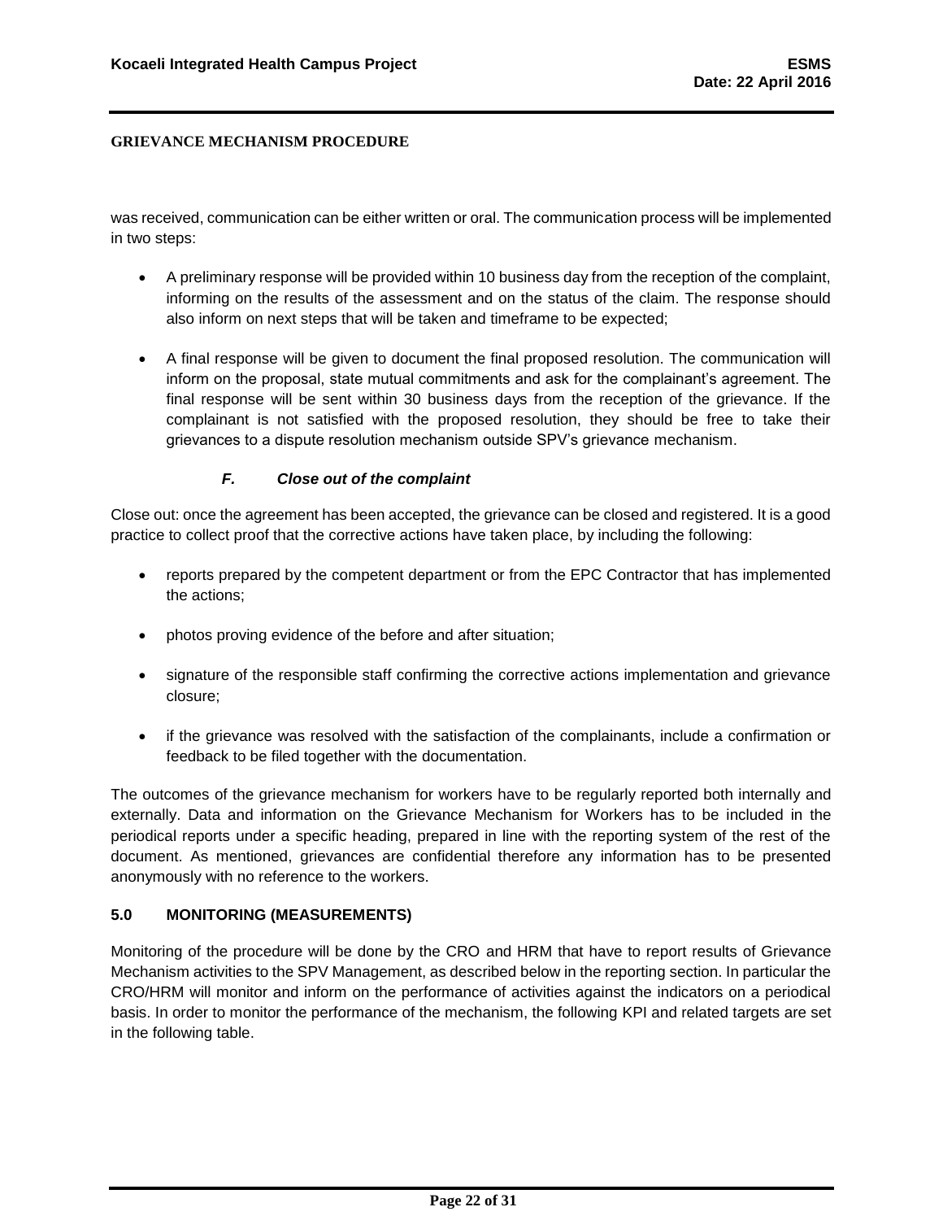was received, communication can be either written or oral. The communication process will be implemented in two steps:

- A preliminary response will be provided within 10 business day from the reception of the complaint, informing on the results of the assessment and on the status of the claim. The response should also inform on next steps that will be taken and timeframe to be expected;

- A final response will be given to document the final proposed resolution. The communication will inform on the proposal, state mutual commitments and ask for the complainant's agreement. The final response will be sent within 30 business days from the reception of the grievance. If the complainant is not satisfied with the proposed resolution, they should be free to take their grievances to a dispute resolution mechanism outside SPV's grievance mechanism.

#### ***F. Close out of the complaint***

Close out: once the agreement has been accepted, the grievance can be closed and registered. It is a good practice to collect proof that the corrective actions have taken place, by including the following:

- reports prepared by the competent department or from the EPC Contractor that has implemented the actions;

- photos proving evidence of the before and after situation;

- signature of the responsible staff confirming the corrective actions implementation and grievance closure;

- if the grievance was resolved with the satisfaction of the complainants, include a confirmation or feedback to be filed together with the documentation.

The outcomes of the grievance mechanism for workers have to be regularly reported both internally and externally. Data and information on the Grievance Mechanism for Workers has to be included in the periodical reports under a specific heading, prepared in line with the reporting system of the rest of the document. As mentioned, grievances are confidential therefore any information has to be presented anonymously with no reference to the workers.

## **5.0 MONITORING (MEASUREMENTS)**

Monitoring of the procedure will be done by the CRO and HRM that have to report results of Grievance Mechanism activities to the SPV Management, as described below in the reporting section. In particular the CRO/HRM will monitor and inform on the performance of activities against the indicators on a periodical basis. In order to monitor the performance of the mechanism, the following KPI and related targets are set in the following table.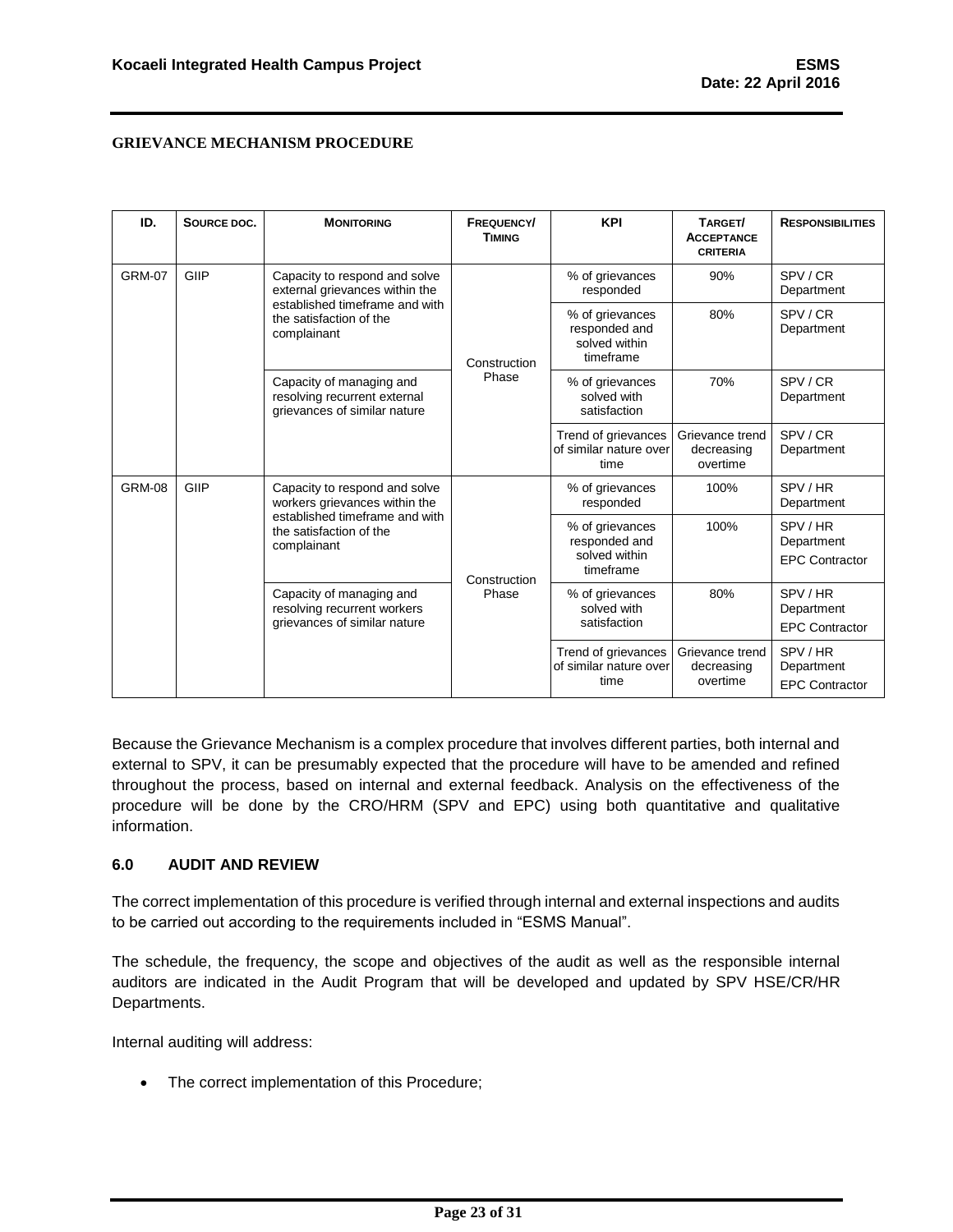**GRIEVANCE MECHANISM PROCEDURE**

| ID. | Source doc. | Monitoring | Frequency/ Timing | KPI | Target/ Acceptance criteria | Responsibilities |
|---|---|---|---|---|---|---|
| GRM-07 | GIIP | Capacity to respond and solve external grievances within the established timeframe and with the satisfaction of the complainant | Construction Phase | % of grievances responded | 90% | SPV / CR Department |
| | | | | % of grievances responded and solved within timeframe | 80% | SPV / CR Department |
| | | Capacity of managing and resolving recurrent external grievances of similar nature | | % of grievances solved with satisfaction | 70% | SPV / CR Department |
| | | | | Trend of grievances of similar nature over time | Grievance trend decreasing overtime | SPV / CR Department |
| GRM-08 | GIIP | Capacity to respond and solve workers grievances within the established timeframe and with the satisfaction of the complainant | Construction Phase | % of grievances responded | 100% | SPV / HR Department |
| | | | | % of grievances responded and solved within timeframe | 100% | SPV / HR Department<br>EPC Contractor |
| | | Capacity of managing and resolving recurrent workers grievances of similar nature | | % of grievances solved with satisfaction | 80% | SPV / HR Department<br>EPC Contractor |
| | | | | Trend of grievances of similar nature over time | Grievance trend decreasing overtime | SPV / HR Department<br>EPC Contractor |

Because the Grievance Mechanism is a complex procedure that involves different parties, both internal and external to SPV, it can be presumably expected that the procedure will have to be amended and refined throughout the process, based on internal and external feedback. Analysis on the effectiveness of the procedure will be done by the CRO/HRM (SPV and EPC) using both quantitative and qualitative information.

### 6.0 AUDIT AND REVIEW

The correct implementation of this procedure is verified through internal and external inspections and audits to be carried out according to the requirements included in "ESMS Manual".

The schedule, the frequency, the scope and objectives of the audit as well as the responsible internal auditors are indicated in the Audit Program that will be developed and updated by SPV HSE/CR/HR Departments.

Internal auditing will address:

- The correct implementation of this Procedure;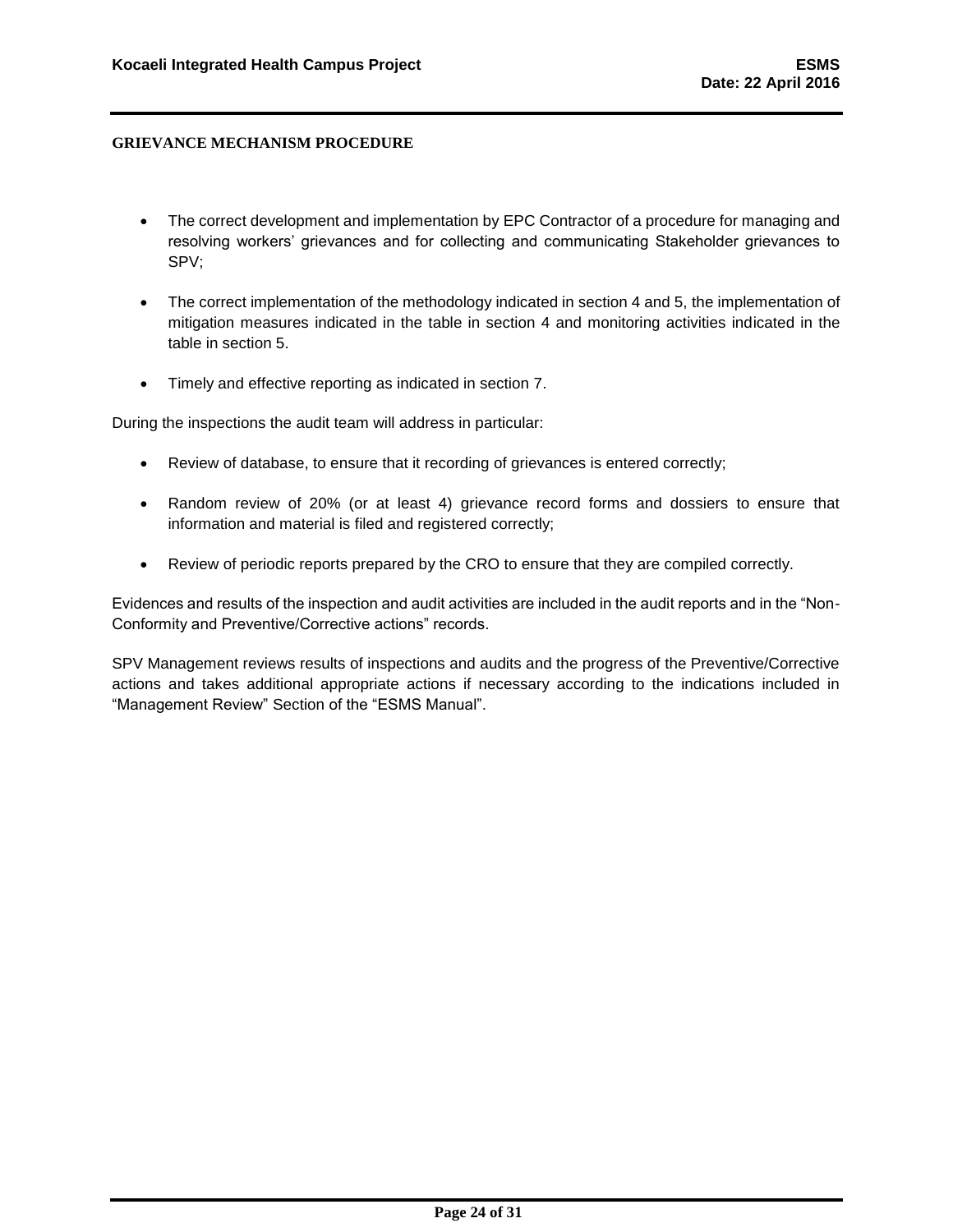- The correct development and implementation by EPC Contractor of a procedure for managing and resolving workers' grievances and for collecting and communicating Stakeholder grievances to SPV;

- The correct implementation of the methodology indicated in section 4 and 5, the implementation of mitigation measures indicated in the table in section 4 and monitoring activities indicated in the table in section 5.

- Timely and effective reporting as indicated in section 7.

During the inspections the audit team will address in particular:

- Review of database, to ensure that it recording of grievances is entered correctly;

- Random review of 20% (or at least 4) grievance record forms and dossiers to ensure that information and material is filed and registered correctly;

- Review of periodic reports prepared by the CRO to ensure that they are compiled correctly.

Evidences and results of the inspection and audit activities are included in the audit reports and in the "Non-Conformity and Preventive/Corrective actions" records.

SPV Management reviews results of inspections and audits and the progress of the Preventive/Corrective actions and takes additional appropriate actions if necessary according to the indications included in "Management Review" Section of the "ESMS Manual".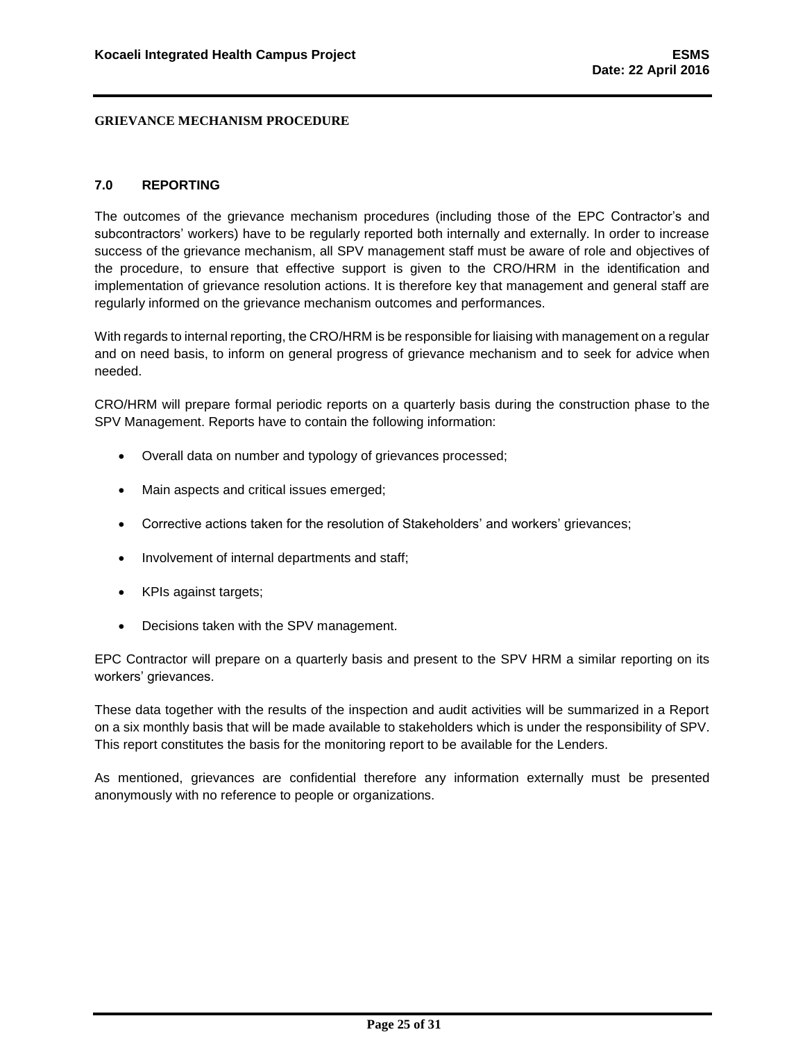## 7.0 REPORTING

The outcomes of the grievance mechanism procedures (including those of the EPC Contractor's and subcontractors' workers) have to be regularly reported both internally and externally. In order to increase success of the grievance mechanism, all SPV management staff must be aware of role and objectives of the procedure, to ensure that effective support is given to the CRO/HRM in the identification and implementation of grievance resolution actions. It is therefore key that management and general staff are regularly informed on the grievance mechanism outcomes and performances.

With regards to internal reporting, the CRO/HRM is be responsible for liaising with management on a regular and on need basis, to inform on general progress of grievance mechanism and to seek for advice when needed.

CRO/HRM will prepare formal periodic reports on a quarterly basis during the construction phase to the SPV Management. Reports have to contain the following information:

- Overall data on number and typology of grievances processed;
- Main aspects and critical issues emerged;
- Corrective actions taken for the resolution of Stakeholders' and workers' grievances;
- Involvement of internal departments and staff;
- KPIs against targets;
- Decisions taken with the SPV management.

EPC Contractor will prepare on a quarterly basis and present to the SPV HRM a similar reporting on its workers' grievances.

These data together with the results of the inspection and audit activities will be summarized in a Report on a six monthly basis that will be made available to stakeholders which is under the responsibility of SPV. This report constitutes the basis for the monitoring report to be available for the Lenders.

As mentioned, grievances are confidential therefore any information externally must be presented anonymously with no reference to people or organizations.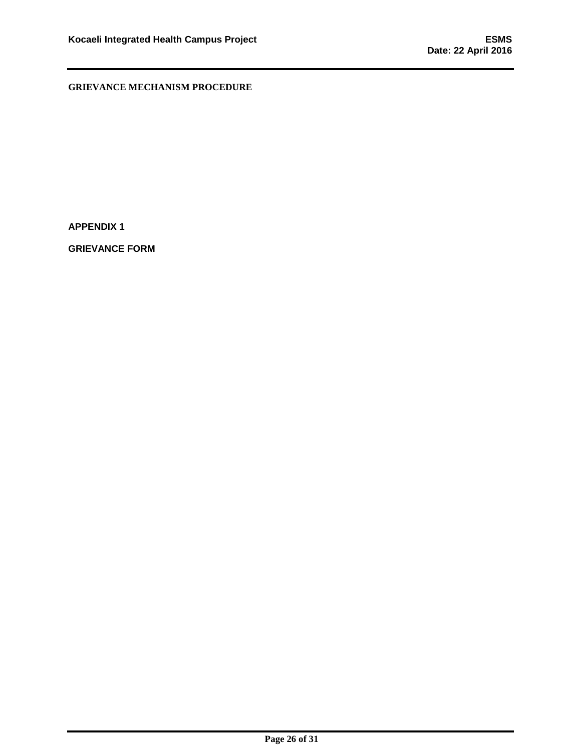**GRIEVANCE MECHANISM PROCEDURE**

**APPENDIX 1**

**GRIEVANCE FORM**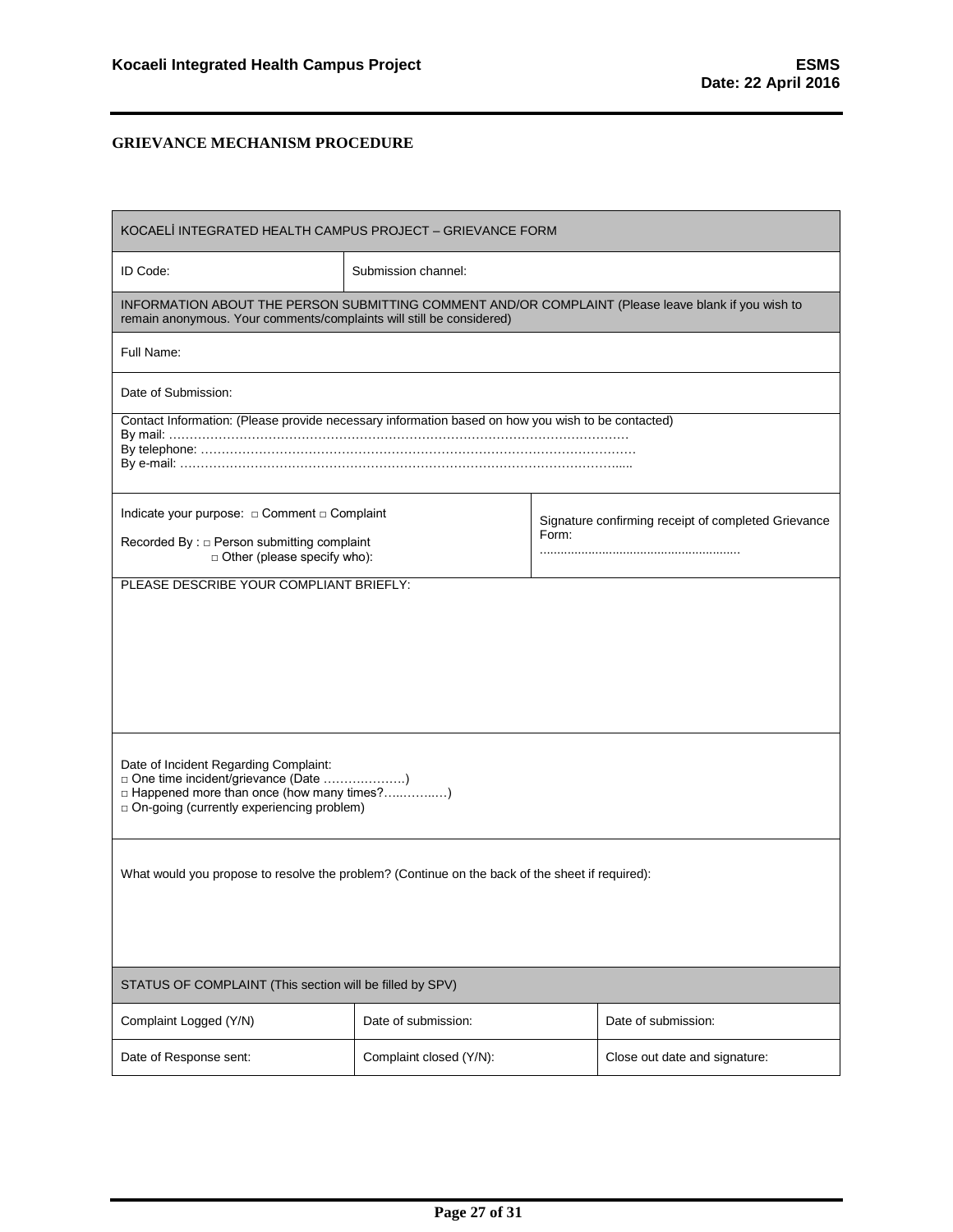**GRIEVANCE MECHANISM PROCEDURE**

| KOCAELİ INTEGRATED HEALTH CAMPUS PROJECT – GRIEVANCE FORM | | |
|---|---|---|
| ID Code: | Submission channel: | |
| INFORMATION ABOUT THE PERSON SUBMITTING COMMENT AND/OR COMPLAINT (Please leave blank if you wish to remain anonymous. Your comments/complaints will still be considered) | | |
| Full Name: | | |
| Date of Submission: | | |
| Contact Information: (Please provide necessary information based on how you wish to be contacted)<br>By mail: ……………………………………………………………………………………………………<br>By telephone: …………………………………………………………………………………………<br>By e-mail: ……………………………………………………………………………………………..... | | |
| Indicate your purpose: □ Comment □ Complaint<br>Recorded By : □ Person submitting complaint<br>□ Other (please specify who): | | Signature confirming receipt of completed Grievance Form:<br>......................................................... |
| PLEASE DESCRIBE YOUR COMPLIANT BRIEFLY: | | |
| Date of Incident Regarding Complaint:<br>□ One time incident/grievance (Date ……………….)<br>□ Happened more than once (how many times?…..……..…)<br>□ On-going (currently experiencing problem) | | |
| What would you propose to resolve the problem? (Continue on the back of the sheet if required): | | |
| STATUS OF COMPLAINT (This section will be filled by SPV) | | |
| Complaint Logged (Y/N) | Date of submission: | Date of submission: |
| Date of Response sent: | Complaint closed (Y/N): | Close out date and signature: |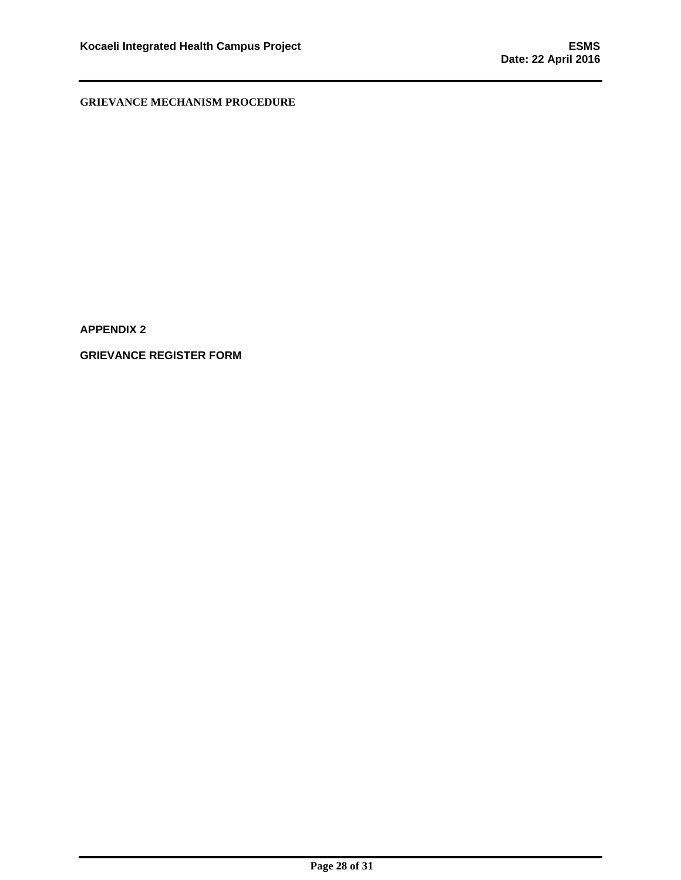**GRIEVANCE MECHANISM PROCEDURE**

**APPENDIX 2**

**GRIEVANCE REGISTER FORM**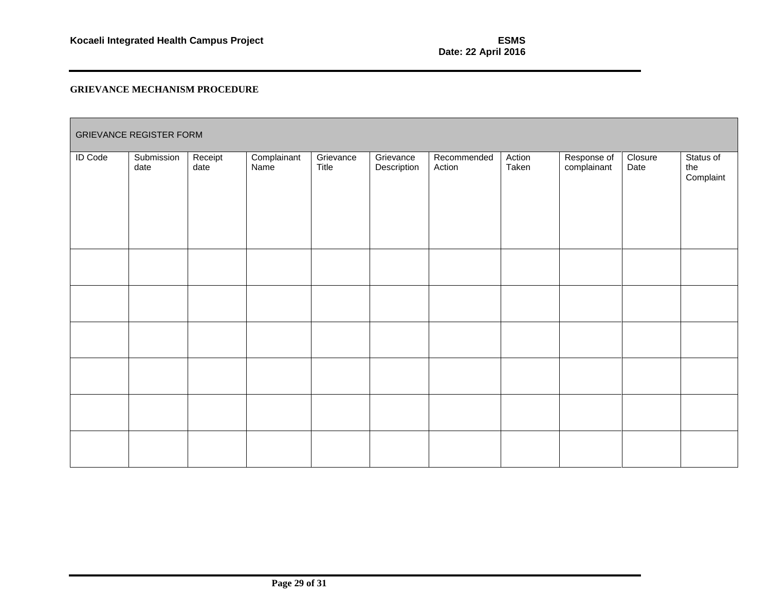**GRIEVANCE MECHANISM PROCEDURE**

| GRIEVANCE REGISTER FORM | | | | | | | | | | |
|---|---|---|---|---|---|---|---|---|---|---|
| ID Code | Submission date | Receipt date | Complainant Name | Grievance Title | Grievance Description | Recommended Action | Action Taken | Response of complainant | Closure Date | Status of the Complaint |
| | | | | | | | | | | |
| | | | | | | | | | | |
| | | | | | | | | | | |
| | | | | | | | | | | |
| | | | | | | | | | | |
| | | | | | | | | | | |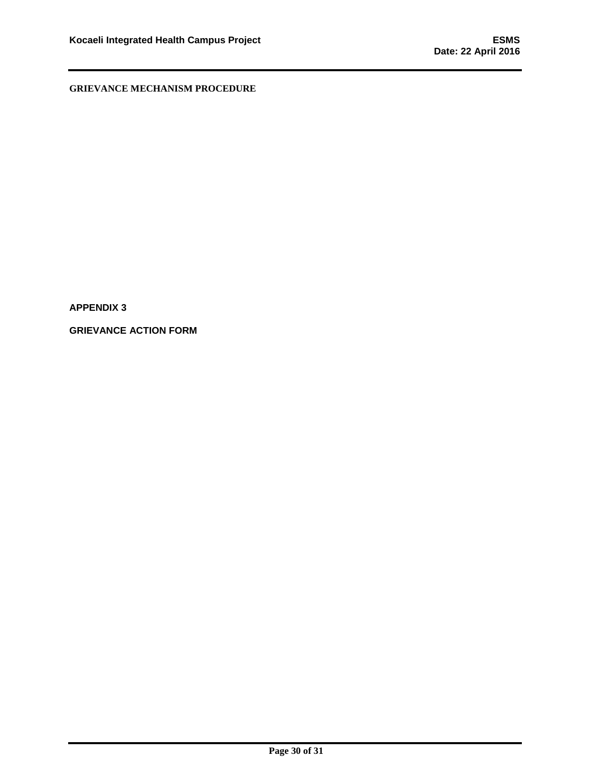**GRIEVANCE MECHANISM PROCEDURE**

## APPENDIX 3

## GRIEVANCE ACTION FORM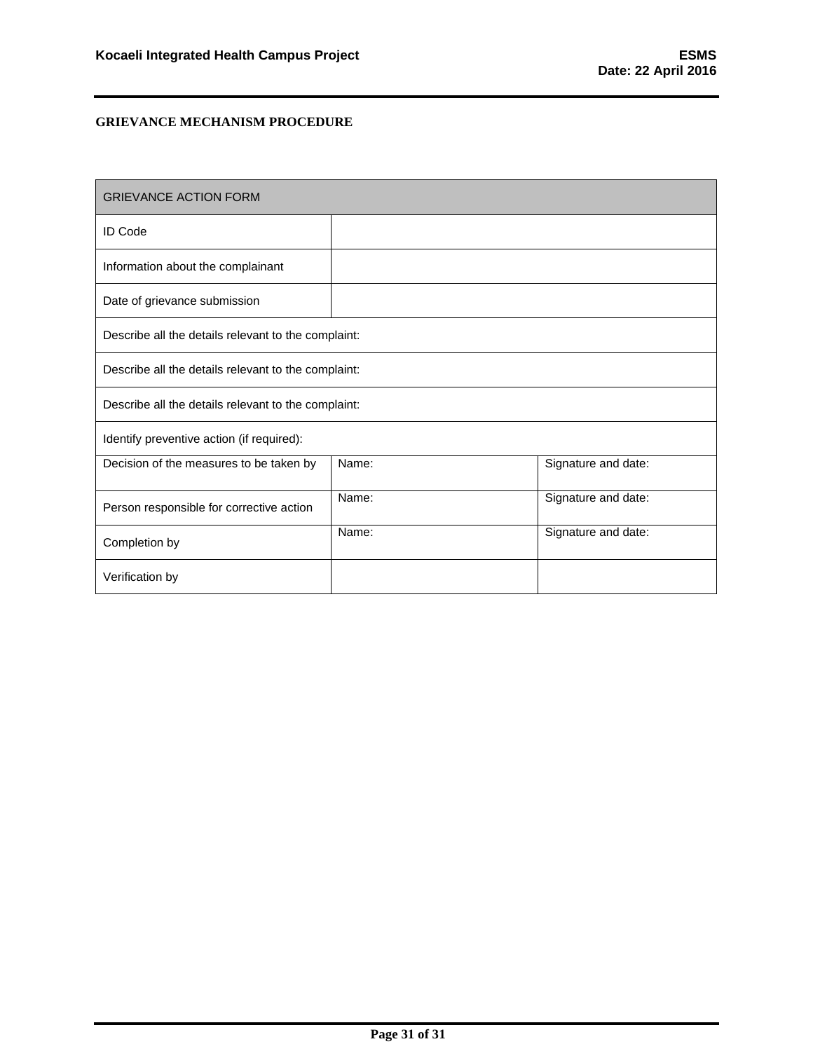**GRIEVANCE MECHANISM PROCEDURE**

| GRIEVANCE ACTION FORM | | |
|---|---|---|
| ID Code | | |
| Information about the complainant | | |
| Date of grievance submission | | |
| Describe all the details relevant to the complaint: | | |
| Describe all the details relevant to the complaint: | | |
| Describe all the details relevant to the complaint: | | |
| Identify preventive action (if required): | | |
| Decision of the measures to be taken by | Name: | Signature and date: |
| Person responsible for corrective action | Name: | Signature and date: |
| Completion by | Name: | Signature and date: |
| Verification by | | |